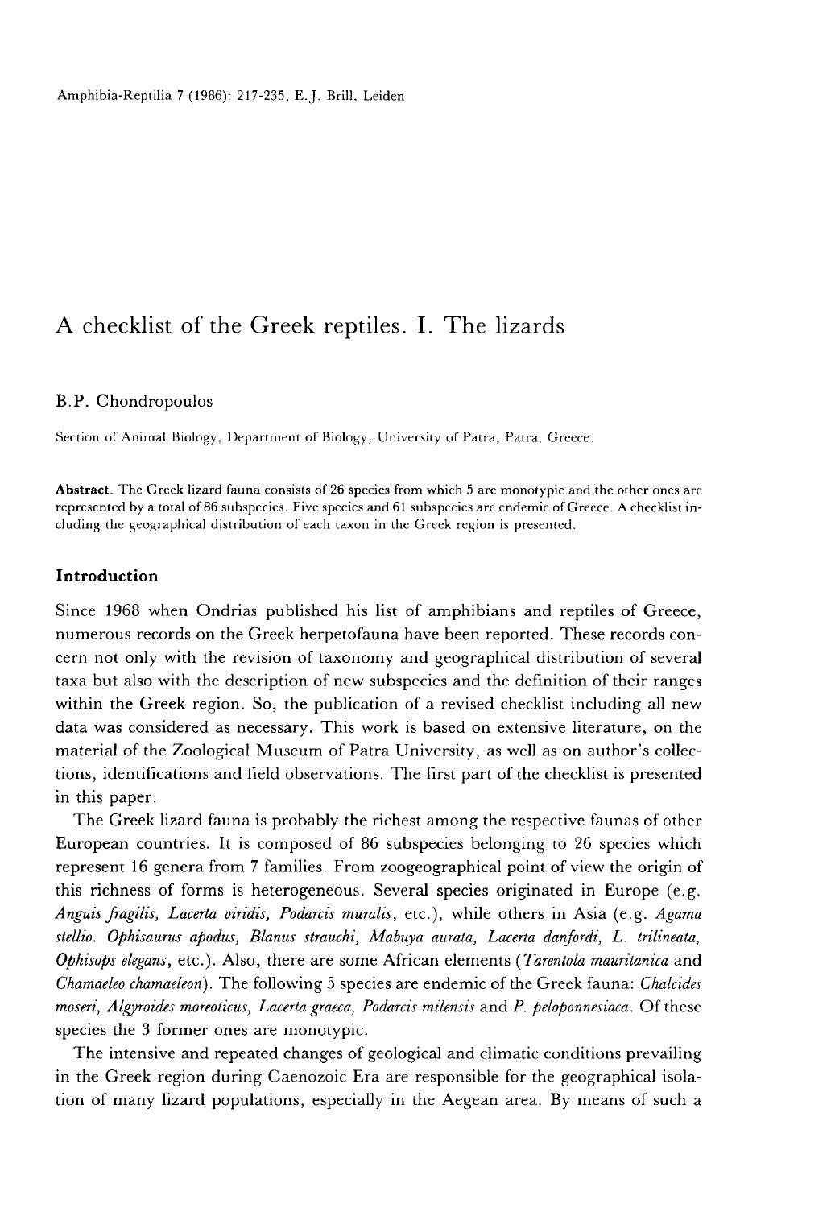# A checklist of the Greek reptiles. I. The lizards

B.P. Chondropoulos

Section of Animal Biology, Department of Biology, University of Patra, Patra, Greece.

**Abstract.** The Greek lizard fauna consists of 26 species from which 5 are monotypic and the other ones are represented by a total of 86 subspecies. Five species and 61 subspecies are endemic of Greece. A checklist including the geographical distribution of each taxon in the Greek region is presented.

## Introduction

Since 1968 when Ondrias published his list of amphibians and reptiles of Greece, numerous records on the Greek herpetofauna have been reported. These records concern not only with the revision of taxonomy and geographical distribution of several taxa but also with the description of new subspecies and the definition of their ranges within the Greek region. So, the publication of a revised checklist including all new data was considered as necessary. This work is based on extensive literature, on the material of the Zoological Museum of Patra University, as well as on author's collections, identifications and field observations. The first part of the checklist is presented in this paper.

The Greek lizard fauna is probably the richest among the respective faunas of other European countries. It is composed of 86 subspecies belonging to 26 species which represent 16 genera from 7 families. From zoogeographical point of view the origin of this richness of forms is heterogeneous. Several species originated in Europe (e.g. *Anguis fragilis, Lacerta viridis, Podarcis muralis*, etc.), while others in Asia (e.g. *Agama stellio. Ophisaurus apodus, Blanus strauchi, Mabuya aurata, Lacerta danfordi, L. trilineata, Ophisops elegans*, etc.). Also, there are some African elements (*Tarentola mauritanica* and *Chamaeleo chamaeleon*). The following 5 species are endemic of the Greek fauna: *Chalcides moseri, Algyroides moreoticus, Lacerta graeca, Podarcis milensis* and *P. peloponnesiaca*. Of these species the 3 former ones are monotypic.

The intensive and repeated changes of geological and climatic conditions prevailing in the Greek region during Caenozoic Era are responsible for the geographical isolation of many lizard populations, especially in the Aegean area. By means of such a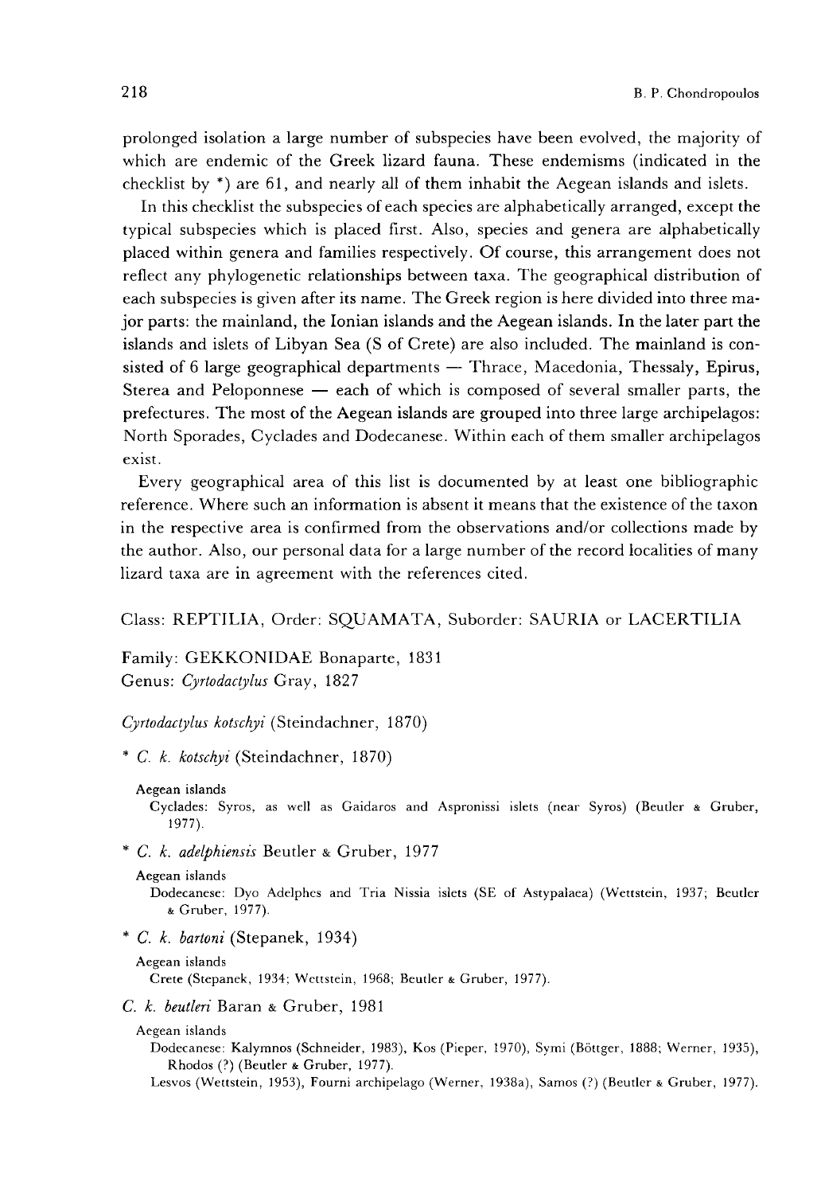prolonged isolation a large number of subspecies have been evolved, the majority of which are endemic of the Greek lizard fauna. These endemisms (indicated in the checklist by *) are 61, and nearly all of them inhabit the Aegean islands and islets.

In this checklist the subspecies of each species are alphabetically arranged, except the typical subspecies which is placed first. Also, species and genera are alphabetically placed within genera and families respectively. Of course, this arrangement does not reflect any phylogenetic relationships between taxa. The geographical distribution of each subspecies is given after its name. The Greek region is here divided into three major parts: the mainland, the Ionian islands and the Aegean islands. In the later part the islands and islets of Libyan Sea (S of Crete) are also included. The mainland is consisted of 6 large geographical departments — Thrace, Macedonia, Thessaly, Epirus, Sterea and Peloponnese — each of which is composed of several smaller parts, the prefectures. The most of the Aegean islands are grouped into three large archipelagos: North Sporades, Cyclades and Dodecanese. Within each of them smaller archipelagos exist.

Every geographical area of this list is documented by at least one bibliographic reference. Where such an information is absent it means that the existence of the taxon in the respective area is confirmed from the observations and/or collections made by the author. Also, our personal data for a large number of the record localities of many lizard taxa are in agreement with the references cited.

Class: REPTILIA, Order: SQUAMATA, Suborder: SAURIA or LACERTILIA

Family: GEKKONIDAE Bonaparte, 1831
Genus: *Cyrtodactylus* Gray, 1827

*Cyrtodactylus kotschyi* (Steindachner, 1870)

\* *C. k. kotschyi* (Steindachner, 1870)

Aegean islands
Cyclades: Syros, as well as Gaidaros and Aspronissi islets (near Syros) (Beutler & Gruber, 1977).

\* *C. k. adelphiensis* Beutler & Gruber, 1977

Aegean islands
Dodecanese: Dyo Adelphes and Tria Nissia islets (SE of Astypalaea) (Wettstein, 1937; Beutler & Gruber, 1977).

\* *C. k. bartoni* (Stepanek, 1934)

Aegean islands
Crete (Stepanek, 1934; Wettstein, 1968; Beutler & Gruber, 1977).

*C. k. beutleri* Baran & Gruber, 1981

Aegean islands
Dodecanese: Kalymnos (Schneider, 1983), Kos (Pieper, 1970), Symi (Böttger, 1888; Werner, 1935), Rhodos (?) (Beutler & Gruber, 1977).
Lesvos (Wettstein, 1953), Fourni archipelago (Werner, 1938a), Samos (?) (Beutler & Gruber, 1977).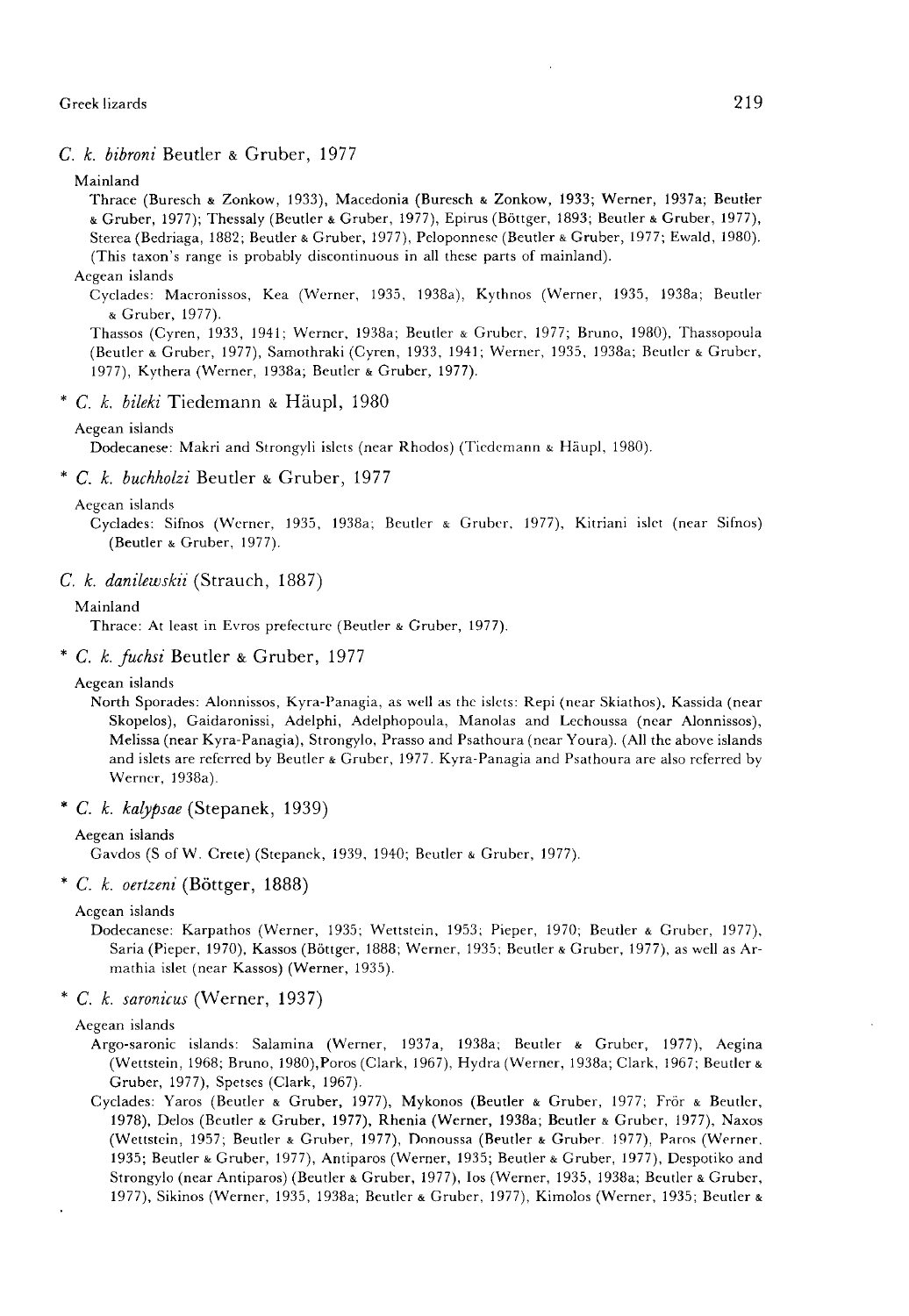### *C. k. bibroni* Beutler & Gruber, 1977

Mainland

Thrace (Buresch & Zonkow, 1933), Macedonia (Buresch & Zonkow, 1933; Werner, 1937a; Beutler & Gruber, 1977); Thessaly (Beutler & Gruber, 1977), Epirus (Böttger, 1893; Beutler & Gruber, 1977), Sterea (Bedriaga, 1882; Beutler & Gruber, 1977), Peloponnese (Beutler & Gruber, 1977; Ewald, 1980). (This taxon's range is probably discontinuous in all these parts of mainland).

Aegean islands

Cyclades: Macronissos, Kea (Werner, 1935, 1938a), Kythnos (Werner, 1935, 1938a; Beutler & Gruber, 1977).

Thassos (Cyren, 1933, 1941; Werner, 1938a; Beutler & Gruber, 1977; Bruno, 1980), Thassopoula (Beutler & Gruber, 1977), Samothraki (Cyren, 1933, 1941; Werner, 1935, 1938a; Beutler & Gruber, 1977), Kythera (Werner, 1938a; Beutler & Gruber, 1977).

### * *C. k. bileki* Tiedemann & Häupl, 1980

Aegean islands

Dodecanese: Makri and Strongyli islets (near Rhodos) (Tiedemann & Häupl, 1980).

### * *C. k. buchholzi* Beutler & Gruber, 1977

Aegean islands

Cyclades: Sifnos (Werner, 1935, 1938a; Beutler & Gruber, 1977), Kitriani islet (near Sifnos) (Beutler & Gruber, 1977).

### *C. k. danilewskii* (Strauch, 1887)

Mainland

Thrace: At least in Evros prefecture (Beutler & Gruber, 1977).

### * *C. k. fuchsi* Beutler & Gruber, 1977

Aegean islands

North Sporades: Alonnissos, Kyra-Panagia, as well as the islets: Repi (near Skiathos), Kassida (near Skopelos), Gaidaronissi, Adelphi, Adelphopoula, Manolas and Lechoussa (near Alonnissos), Melissa (near Kyra-Panagia), Strongylo, Prasso and Psathoura (near Youra). (All the above islands and islets are referred by Beutler & Gruber, 1977. Kyra-Panagia and Psathoura are also referred by Werner, 1938a).

### * *C. k. kalypsae* (Stepanek, 1939)

Aegean islands

Gavdos (S of W. Crete) (Stepanek, 1939, 1940; Beutler & Gruber, 1977).

### * *C. k. oertzeni* (Böttger, 1888)

Aegean islands

Dodecanese: Karpathos (Werner, 1935; Wettstein, 1953; Pieper, 1970; Beutler & Gruber, 1977), Saria (Pieper, 1970), Kassos (Böttger, 1888; Werner, 1935; Beutler & Gruber, 1977), as well as Armathia islet (near Kassos) (Werner, 1935).

### * *C. k. saronicus* (Werner, 1937)

Aegean islands

Argo-saronic islands: Salamina (Werner, 1937a, 1938a; Beutler & Gruber, 1977), Aegina (Wettstein, 1968; Bruno, 1980),Poros (Clark, 1967), Hydra (Werner, 1938a; Clark, 1967; Beutler & Gruber, 1977), Spetses (Clark, 1967).

Cyclades: Yaros (Beutler & Gruber, 1977), Mykonos (Beutler & Gruber, 1977; Frör & Beutler, 1978), Delos (Beutler & Gruber, 1977), Rhenia (Werner, 1938a; Beutler & Gruber, 1977), Naxos (Wettstein, 1957; Beutler & Gruber, 1977), Donoussa (Beutler & Gruber, 1977), Paros (Werner, 1935; Beutler & Gruber, 1977), Antiparos (Werner, 1935; Beutler & Gruber, 1977), Despotiko and Strongylo (near Antiparos) (Beutler & Gruber, 1977), Ios (Werner, 1935, 1938a; Beutler & Gruber, 1977), Sikinos (Werner, 1935, 1938a; Beutler & Gruber, 1977), Kimolos (Werner, 1935; Beutler &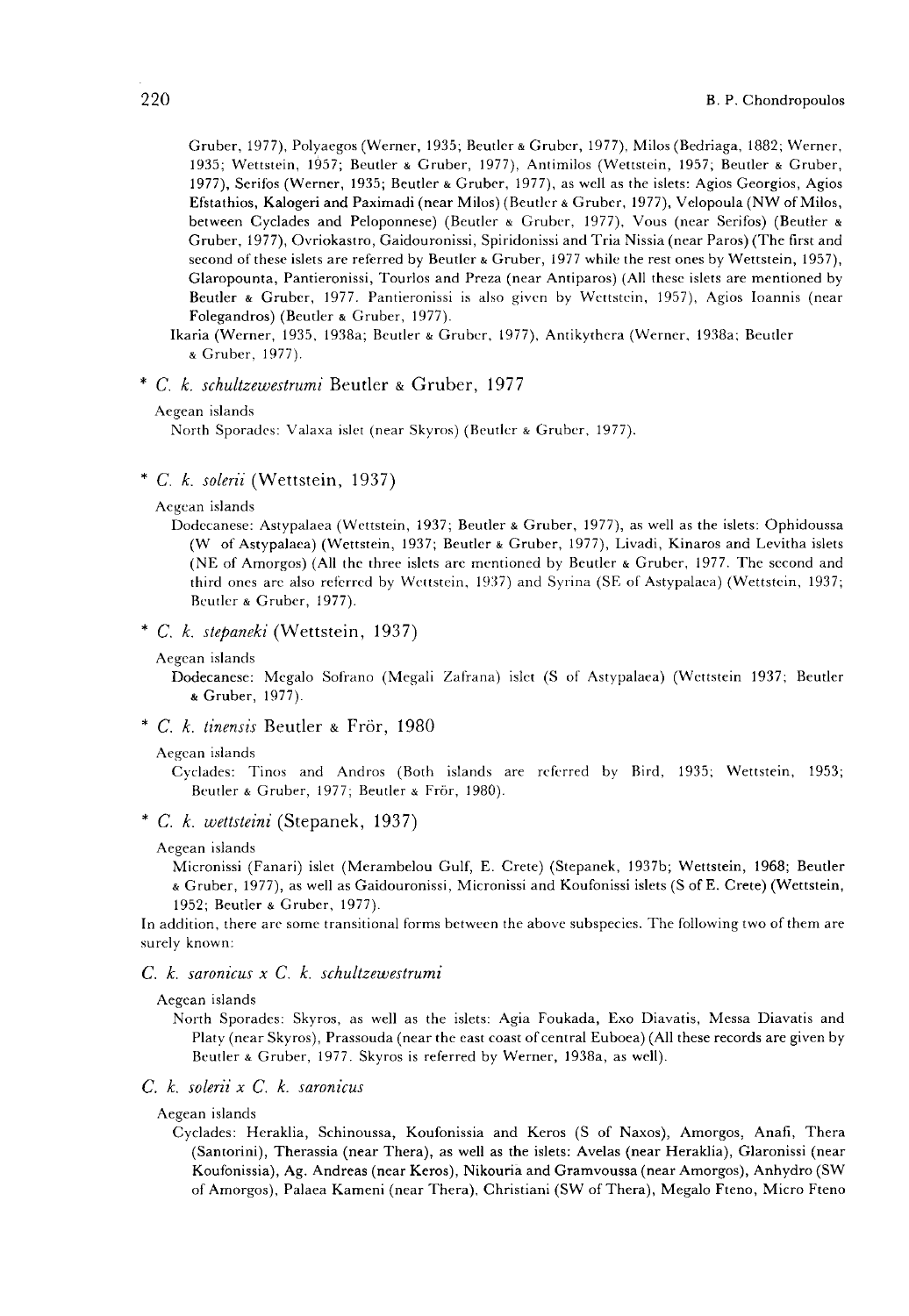Gruber, 1977), Polyaegos (Werner, 1935; Beutler & Gruber, 1977), Milos (Bedriaga, 1882; Werner, 1935; Wettstein, 1957; Beutler & Gruber, 1977), Antimilos (Wettstein, 1957; Beutler & Gruber, 1977), Serifos (Werner, 1935; Beutler & Gruber, 1977), as well as the islets: Agios Georgios, Agios Efstathios, Kalogeri and Paximadi (near Milos) (Beutler & Gruber, 1977), Velopoula (NW of Milos, between Cyclades and Peloponnese) (Beutler & Gruber, 1977), Vous (near Serifos) (Beutler & Gruber, 1977), Ovriokastro, Gaidouronissi, Spiridonissi and Tria Nissia (near Paros) (The first and second of these islets are referred by Beutler & Gruber, 1977 while the rest ones by Wettstein, 1957), Glaropounta, Pantieronissi, Tourlos and Preza (near Antiparos) (All these islets are mentioned by Beutler & Gruber, 1977. Pantieronissi is also given by Wettstein, 1957), Agios Ioannis (near Folegandros) (Beutler & Gruber, 1977).

Ikaria (Werner, 1935, 1938a; Beutler & Gruber, 1977), Antikythera (Werner, 1938a; Beutler & Gruber, 1977).

### * *C. k. schultzewestrumi* Beutler & Gruber, 1977

Aegean islands

North Sporades: Valaxa islet (near Skyros) (Beutler & Gruber, 1977).

### * *C. k. solerii* (Wettstein, 1937)

Aegean islands

Dodecanese: Astypalaea (Wettstein, 1937; Beutler & Gruber, 1977), as well as the islets: Ophidoussa (W of Astypalaea) (Wettstein, 1937; Beutler & Gruber, 1977), Livadi, Kinaros and Levitha islets (NE of Amorgos) (All the three islets are mentioned by Beutler & Gruber, 1977. The second and third ones are also referred by Wettstein, 1937) and Syrina (SE of Astypalaea) (Wettstein, 1937; Beutler & Gruber, 1977).

### * *C. k. stepaneki* (Wettstein, 1937)

Aegean islands

Dodecanese: Megalo Sofrano (Megali Zafrana) islet (S of Astypalaea) (Wettstein 1937; Beutler & Gruber, 1977).

### * *C. k. tinensis* Beutler & Frör, 1980

Aegean islands

Cyclades: Tinos and Andros (Both islands are referred by Bird, 1935; Wettstein, 1953; Beutler & Gruber, 1977; Beutler & Frör, 1980).

### * *C. k. wettsteini* (Stepanek, 1937)

Aegean islands

Micronissi (Fanari) islet (Merambelou Gulf, E. Crete) (Stepanek, 1937b; Wettstein, 1968; Beutler & Gruber, 1977), as well as Gaidouronissi, Micronissi and Koufonissi islets (S of E. Crete) (Wettstein, 1952; Beutler & Gruber, 1977).

In addition, there are some transitional forms between the above subspecies. The following two of them are surely known:

### *C. k. saronicus x C. k. schultzewestrumi*

Aegean islands

North Sporades: Skyros, as well as the islets: Agia Foukada, Exo Diavatis, Messa Diavatis and Platy (near Skyros), Prassouda (near the east coast of central Euboea) (All these records are given by Beutler & Gruber, 1977. Skyros is referred by Werner, 1938a, as well).

### *C. k. solerii x C. k. saronicus*

Aegean islands

Cyclades: Heraklia, Schinoussa, Koufonissia and Keros (S of Naxos), Amorgos, Anafi, Thera (Santorini), Therassia (near Thera), as well as the islets: Avelas (near Heraklia), Glaronissi (near Koufonissia), Ag. Andreas (near Keros), Nikouria and Gramvoussa (near Amorgos), Anhydro (SW of Amorgos), Palaea Kameni (near Thera), Christiani (SW of Thera), Megalo Fteno, Micro Fteno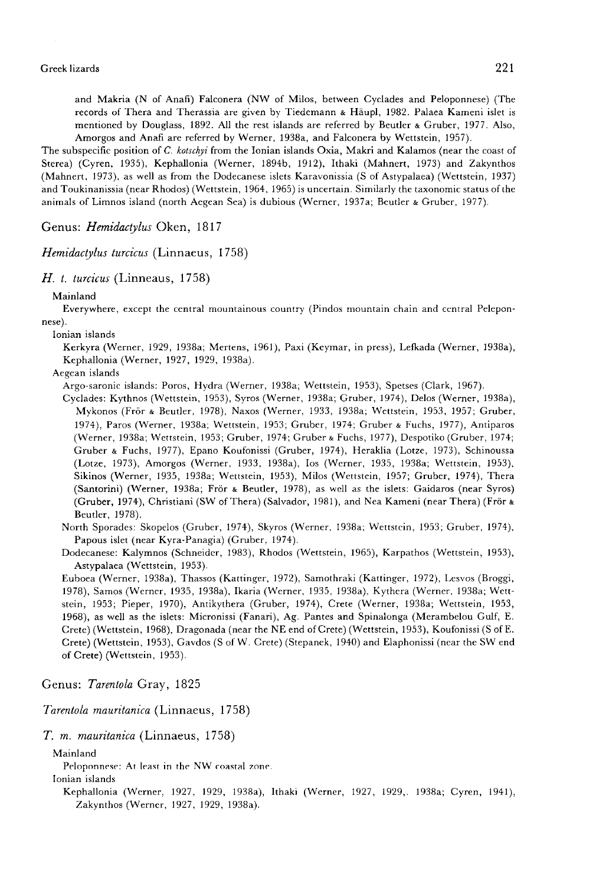and Makria (N of Anafi) Falconera (NW of Milos, between Cyclades and Peloponnese) (The records of Thera and Therassia are given by Tiedemann & Häupl, 1982. Palaea Kameni islet is mentioned by Douglass, 1892. All the rest islands are referred by Beutler & Gruber, 1977. Also, Amorgos and Anafi are referred by Werner, 1938a, and Falconera by Wettstein, 1957).

The subspecific position of *C. kotschyi* from the Ionian islands Oxia, Makri and Kalamos (near the coast of Sterea) (Cyren, 1935), Kephallonia (Werner, 1894b, 1912), Ithaki (Mahnert, 1973) and Zakynthos (Mahnert, 1973), as well as from the Dodecanese islets Karavonissia (S of Astypalaea) (Wettstein, 1937) and Toukinanissia (near Rhodos) (Wettstein, 1964, 1965) is uncertain. Similarly the taxonomic status of the animals of Limnos island (north Aegean Sea) is dubious (Werner, 1937a; Beutler & Gruber, 1977).

## Genus: *Hemidactylus* Oken, 1817

### *Hemidactylus turcicus* (Linnaeus, 1758)

### *H. t. turcicus* (Linneaus, 1758)

Mainland

Everywhere, except the central mountainous country (Pindos mountain chain and central Pelepon-nese).

Ionian islands

Kerkyra (Werner, 1929, 1938a; Mertens, 1961), Paxi (Keymar, in press), Lefkada (Werner, 1938a), Kephallonia (Werner, 1927, 1929, 1938a).

Aegean islands

Argo-saronic islands: Poros, Hydra (Werner, 1938a; Wettstein, 1953), Spetses (Clark, 1967).

Cyclades: Kythnos (Wettstein, 1953), Syros (Werner, 1938a; Gruber, 1974), Delos (Werner, 1938a), Mykonos (Frör & Beutler, 1978), Naxos (Werner, 1933, 1938a; Wettstein, 1953, 1957; Gruber, 1974), Paros (Werner, 1938a; Wettstein, 1953; Gruber, 1974; Gruber & Fuchs, 1977), Antiparos (Werner, 1938a; Wettstein, 1953; Gruber, 1974; Gruber & Fuchs, 1977), Despotiko (Gruber, 1974; Gruber & Fuchs, 1977), Epano Koufonissi (Gruber, 1974), Heraklia (Lotze, 1973), Schinoussa (Lotze, 1973), Amorgos (Werner, 1933, 1938a), Ios (Werner, 1935, 1938a; Wettstein, 1953), Sikinos (Werner, 1935, 1938a; Wettstein, 1953), Milos (Wettstein, 1957; Gruber, 1974), Thera (Santorini) (Werner, 1938a; Frör & Beutler, 1978), as well as the islets: Gaidaros (near Syros) (Gruber, 1974), Christiani (SW of Thera) (Salvador, 1981), and Nea Kameni (near Thera) (Frör & Beutler, 1978).

North Sporades: Skopelos (Gruber, 1974), Skyros (Werner, 1938a; Wettstein, 1953; Gruber, 1974), Papous islet (near Kyra-Panagia) (Gruber, 1974).

Dodecanese: Kalymnos (Schneider, 1983), Rhodos (Wettstein, 1965), Karpathos (Wettstein, 1953), Astypalaea (Wettstein, 1953).

Euboea (Werner, 1938a), Thassos (Kattinger, 1972), Samothraki (Kattinger, 1972), Lesvos (Broggi, 1978), Samos (Werner, 1935, 1938a), Ikaria (Werner, 1935, 1938a), Kythera (Werner, 1938a; Wettstein, 1953; Pieper, 1970), Antikythera (Gruber, 1974), Crete (Werner, 1938a; Wettstein, 1953, 1968), as well as the islets: Micronissi (Fanari), Ag. Pantes and Spinalonga (Merambelou Gulf, E. Crete) (Wettstein, 1968), Dragonada (near the NE end of Crete) (Wettstein, 1953), Koufonissi (S of E. Crete) (Wettstein, 1953), Gavdos (S of W. Crete) (Stepanek, 1940) and Elaphonissi (near the SW end of Crete) (Wettstein, 1953).

## Genus: *Tarentola* Gray, 1825

### *Tarentola mauritanica* (Linnaeus, 1758)

### *T. m. mauritanica* (Linnaeus, 1758)

Mainland

Peloponnese: At least in the NW coastal zone.

Ionian islands

Kephallonia (Werner, 1927, 1929, 1938a), Ithaki (Werner, 1927, 1929,. 1938a; Cyren, 1941), Zakynthos (Werner, 1927, 1929, 1938a).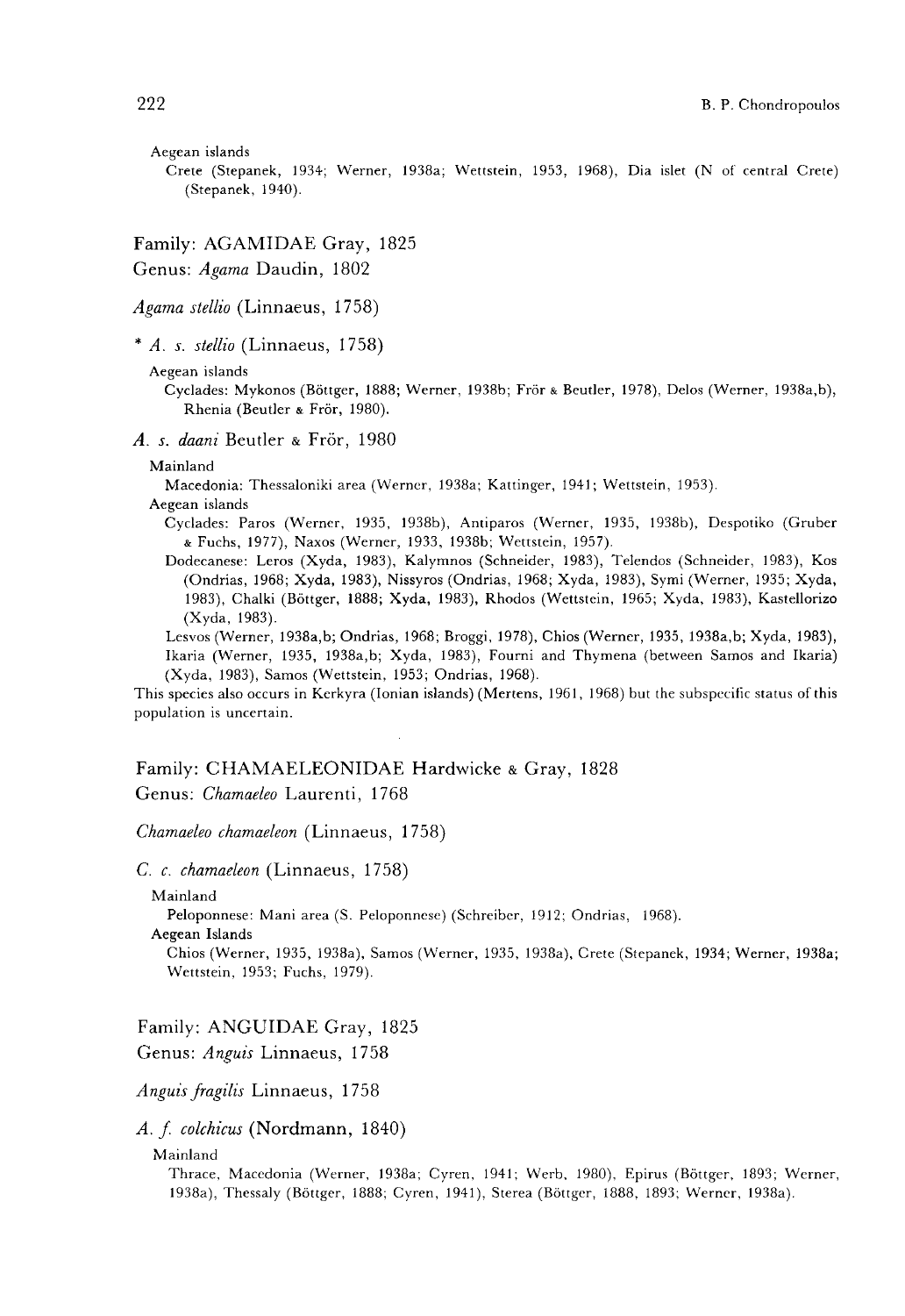Aegean islands

Crete (Stepanek, 1934; Werner, 1938a; Wettstein, 1953, 1968), Dia islet (N of central Crete) (Stepanek, 1940).

## Family: AGAMIDAE Gray, 1825

## Genus: *Agama* Daudin, 1802

### *Agama stellio* (Linnaeus, 1758)

#### * *A. s. stellio* (Linnaeus, 1758)

Aegean islands

Cyclades: Mykonos (Böttger, 1888; Werner, 1938b; Frör & Beutler, 1978), Delos (Werner, 1938a,b), Rhenia (Beutler & Frör, 1980).

#### *A. s. daani* Beutler & Frör, 1980

Mainland

Macedonia: Thessaloniki area (Werner, 1938a; Kattinger, 1941; Wettstein, 1953).

Aegean islands

Cyclades: Paros (Werner, 1935, 1938b), Antiparos (Werner, 1935, 1938b), Despotiko (Gruber & Fuchs, 1977), Naxos (Werner, 1933, 1938b; Wettstein, 1957).

Dodecanese: Leros (Xyda, 1983), Kalymnos (Schneider, 1983), Telendos (Schneider, 1983), Kos (Ondrias, 1968; Xyda, 1983), Nissyros (Ondrias, 1968; Xyda, 1983), Symi (Werner, 1935; Xyda, 1983), Chalki (Böttger, 1888; Xyda, 1983), Rhodos (Wettstein, 1965; Xyda, 1983), Kastellorizo (Xyda, 1983).

Lesvos (Werner, 1938a,b; Ondrias, 1968; Broggi, 1978), Chios (Werner, 1935, 1938a,b; Xyda, 1983), Ikaria (Werner, 1935, 1938a,b; Xyda, 1983), Fourni and Thymena (between Samos and Ikaria) (Xyda, 1983), Samos (Wettstein, 1953; Ondrias, 1968).

This species also occurs in Kerkyra (Ionian islands) (Mertens, 1961, 1968) but the subspecific status of this population is uncertain.

## Family: CHAMAELEONIDAE Hardwicke & Gray, 1828

## Genus: *Chamaeleo* Laurenti, 1768

### *Chamaeleo chamaeleon* (Linnaeus, 1758)

#### *C. c. chamaeleon* (Linnaeus, 1758)

Mainland

Peloponnese: Mani area (S. Peloponnese) (Schreiber, 1912; Ondrias, 1968).

Aegean Islands

Chios (Werner, 1935, 1938a), Samos (Werner, 1935, 1938a), Crete (Stepanek, 1934; Werner, 1938a; Wettstein, 1953; Fuchs, 1979).

## Family: ANGUIDAE Gray, 1825

## Genus: *Anguis* Linnaeus, 1758

### *Anguis fragilis* Linnaeus, 1758

#### *A. f. colchicus* (Nordmann, 1840)

Mainland

Thrace, Macedonia (Werner, 1938a; Cyren, 1941; Werb, 1980), Epirus (Böttger, 1893; Werner, 1938a), Thessaly (Böttger, 1888; Cyren, 1941), Sterea (Böttger, 1888, 1893; Werner, 1938a).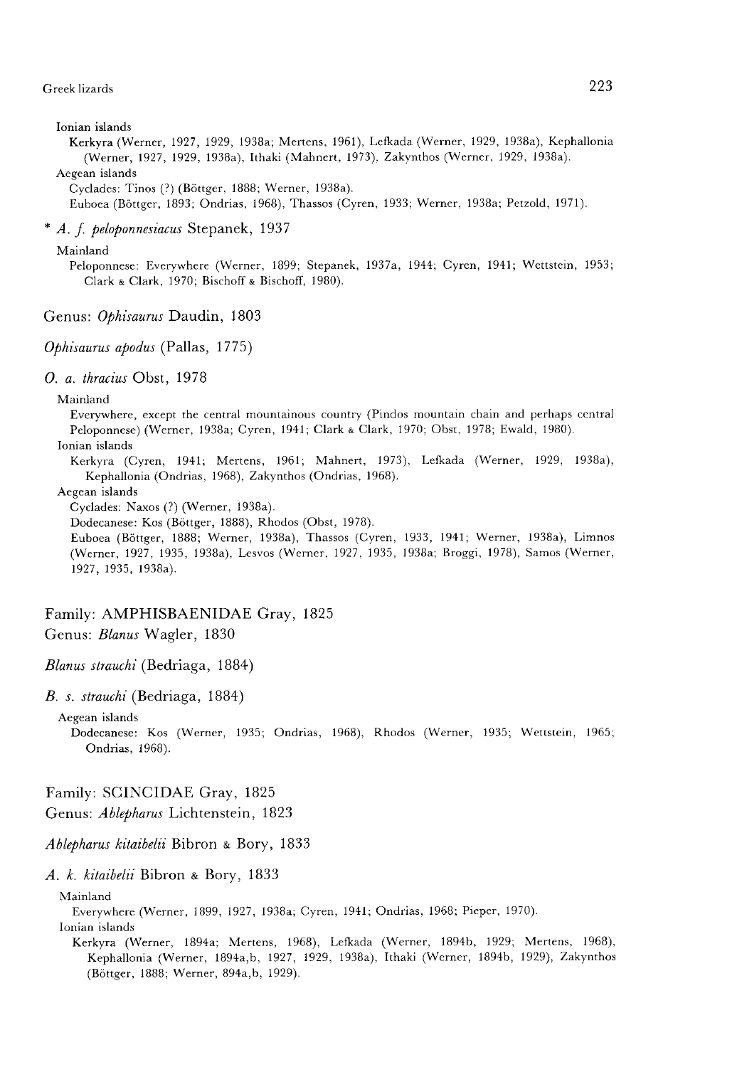Ionian islands

Kerkyra (Werner, 1927, 1929, 1938a; Mertens, 1961), Lefkada (Werner, 1929, 1938a), Kephallonia (Werner, 1927, 1929, 1938a), Ithaki (Mahnert, 1973), Zakynthos (Werner, 1929, 1938a).

Aegean islands

Cyclades: Tinos (?) (Böttger, 1888; Werner, 1938a).

Euboea (Böttger, 1893; Ondrias, 1968), Thassos (Cyren, 1933; Werner, 1938a; Petzold, 1971).

### * *A. f. peloponnesiacus* Stepanek, 1937

Mainland

Peloponnese: Everywhere (Werner, 1899; Stepanek, 1937a, 1944; Cyren, 1941; Wettstein, 1953; Clark & Clark, 1970; Bischoff & Bischoff, 1980).

## Genus: *Ophisaurus* Daudin, 1803

### *Ophisaurus apodus* (Pallas, 1775)

### *O. a. thracius* Obst, 1978

Mainland

Everywhere, except the central mountainous country (Pindos mountain chain and perhaps central Peloponnese) (Werner, 1938a; Cyren, 1941; Clark & Clark, 1970; Obst, 1978; Ewald, 1980).

Ionian islands

Kerkyra (Cyren, 1941; Mertens, 1961; Mahnert, 1973), Lefkada (Werner, 1929, 1938a), Kephallonia (Ondrias, 1968), Zakynthos (Ondrias, 1968).

Aegean islands

Cyclades: Naxos (?) (Werner, 1938a).

Dodecanese: Kos (Böttger, 1888), Rhodos (Obst, 1978).

Euboea (Böttger, 1888; Werner, 1938a), Thassos (Cyren, 1933, 1941; Werner, 1938a), Limnos (Werner, 1927, 1935, 1938a), Lesvos (Werner, 1927, 1935, 1938a; Broggi, 1978), Samos (Werner, 1927, 1935, 1938a).

## Family: AMPHISBAENIDAE Gray, 1825

## Genus: *Blanus* Wagler, 1830

### *Blanus strauchi* (Bedriaga, 1884)

### *B. s. strauchi* (Bedriaga, 1884)

Aegean islands

Dodecanese: Kos (Werner, 1935; Ondrias, 1968), Rhodos (Werner, 1935; Wettstein, 1965; Ondrias, 1968).

## Family: SCINCIDAE Gray, 1825

## Genus: *Ablepharus* Lichtenstein, 1823

### *Ablepharus kitaibelii* Bibron & Bory, 1833

### *A. k. kitaibelii* Bibron & Bory, 1833

Mainland

Everywhere (Werner, 1899, 1927, 1938a; Cyren, 1941; Ondrias, 1968; Pieper, 1970).

Ionian islands

Kerkyra (Werner, 1894a; Mertens, 1968), Lefkada (Werner, 1894b, 1929; Mertens, 1968), Kephallonia (Werner, 1894a,b, 1927, 1929, 1938a), Ithaki (Werner, 1894b, 1929), Zakynthos (Böttger, 1888; Werner, 894a,b, 1929).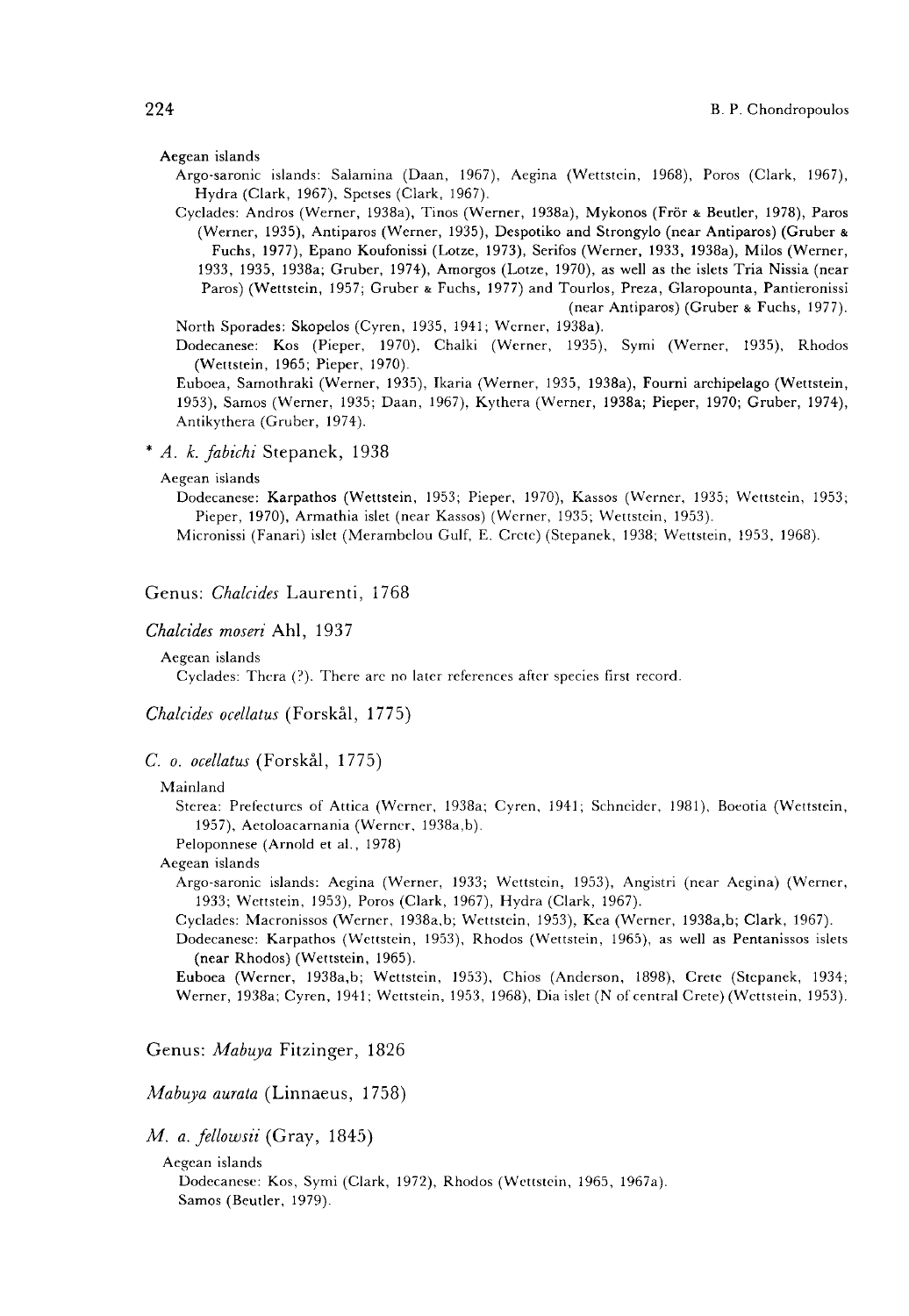Aegean islands

Argo-saronic islands: Salamina (Daan, 1967), Aegina (Wettstein, 1968), Poros (Clark, 1967), Hydra (Clark, 1967), Spetses (Clark, 1967).

Cyclades: Andros (Werner, 1938a), Tinos (Werner, 1938a), Mykonos (Frör & Beutler, 1978), Paros (Werner, 1935), Antiparos (Werner, 1935), Despotiko and Strongylo (near Antiparos) (Gruber & Fuchs, 1977), Epano Koufonissi (Lotze, 1973), Serifos (Werner, 1933, 1938a), Milos (Werner, 1933, 1935, 1938a; Gruber, 1974), Amorgos (Lotze, 1970), as well as the islets Tria Nissia (near Paros) (Wettstein, 1957; Gruber & Fuchs, 1977) and Tourlos, Preza, Glaropounta, Pantieronissi (near Antiparos) (Gruber & Fuchs, 1977).

North Sporades: Skopelos (Cyren, 1935, 1941; Werner, 1938a).

Dodecanese: Kos (Pieper, 1970), Chalki (Werner, 1935), Symi (Werner, 1935), Rhodos (Wettstein, 1965; Pieper, 1970).

Euboea, Samothraki (Werner, 1935), Ikaria (Werner, 1935, 1938a), Fourni archipelago (Wettstein, 1953), Samos (Werner, 1935; Daan, 1967), Kythera (Werner, 1938a; Pieper, 1970; Gruber, 1974), Antikythera (Gruber, 1974).

### * *A. k. fabichi* Stepanek, 1938

Aegean islands

Dodecanese: Karpathos (Wettstein, 1953; Pieper, 1970), Kassos (Werner, 1935; Wettstein, 1953; Pieper, 1970), Armathia islet (near Kassos) (Werner, 1935; Wettstein, 1953).

Micronissi (Fanari) islet (Merambelou Gulf, E. Crete) (Stepanek, 1938; Wettstein, 1953, 1968).

## Genus: *Chalcides* Laurenti, 1768

### *Chalcides moseri* Ahl, 1937

Aegean islands

Cyclades: Thera (?). There are no later references after species first record.

### *Chalcides ocellatus* (Forskål, 1775)

### *C. o. ocellatus* (Forskål, 1775)

Mainland

Sterea: Prefectures of Attica (Werner, 1938a; Cyren, 1941; Schneider, 1981), Boeotia (Wettstein, 1957), Aetoloacarnania (Werner, 1938a,b).

Peloponnese (Arnold et al., 1978)

Aegean islands

Argo-saronic islands: Aegina (Werner, 1933; Wettstein, 1953), Angistri (near Aegina) (Werner, 1933; Wettstein, 1953), Poros (Clark, 1967), Hydra (Clark, 1967).

Cyclades: Macronissos (Werner, 1938a,b; Wettstein, 1953), Kea (Werner, 1938a,b; Clark, 1967).

Dodecanese: Karpathos (Wettstein, 1953), Rhodos (Wettstein, 1965), as well as Pentanissos islets (near Rhodos) (Wettstein, 1965).

Euboea (Werner, 1938a,b; Wettstein, 1953), Chios (Anderson, 1898), Crete (Stepanek, 1934; Werner, 1938a; Cyren, 1941; Wettstein, 1953, 1968), Dia islet (N of central Crete) (Wettstein, 1953).

## Genus: *Mabuya* Fitzinger, 1826

### *Mabuya aurata* (Linnaeus, 1758)

### *M. a. fellowsii* (Gray, 1845)

Aegean islands

Dodecanese: Kos, Symi (Clark, 1972), Rhodos (Wettstein, 1965, 1967a).

Samos (Beutler, 1979).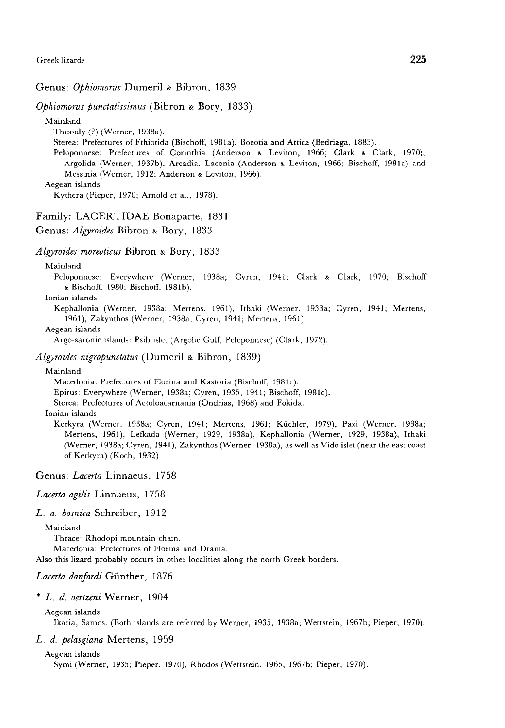## Genus: *Ophiomorus* Dumeril & Bibron, 1839

### *Ophiomorus punctatissimus* (Bibron & Bory, 1833)

Mainland

Thessaly (?) (Werner, 1938a).

Sterea: Prefectures of Fthiotida (Bischoff, 1981a), Boeotia and Attica (Bedriaga, 1883).

Peloponnese: Prefectures of Corinthia (Anderson & Leviton, 1966; Clark & Clark, 1970), Argolida (Werner, 1937b), Arcadia, Laconia (Anderson & Leviton, 1966; Bischoff, 1981a) and Messinia (Werner, 1912; Anderson & Leviton, 1966).

Aegean islands

Kythera (Pieper, 1970; Arnold et al., 1978).

## Family: LACERTIDAE Bonaparte, 1831

## Genus: *Algyroides* Bibron & Bory, 1833

### *Algyroides moreoticus* Bibron & Bory, 1833

Mainland

Peloponnese: Everywhere (Werner, 1938a; Cyren, 1941; Clark & Clark, 1970; Bischoff & Bischoff, 1980; Bischoff, 1981b).

Ionian islands

Kephallonia (Werner, 1938a; Mertens, 1961), Ithaki (Werner, 1938a; Cyren, 1941; Mertens, 1961), Zakynthos (Werner, 1938a; Cyren, 1941; Mertens, 1961).

Aegean islands

Argo-saronic islands: Psili islet (Argolic Gulf, Peleponnese) (Clark, 1972).

### *Algyroides nigropunctatus* (Dumeril & Bibron, 1839)

Mainland

Macedonia: Prefectures of Florina and Kastoria (Bischoff, 1981c).

Epirus: Everywhere (Werner, 1938a; Cyren, 1935, 1941; Bischoff, 1981c).

Sterea: Prefectures of Aetoloacarnania (Ondrias, 1968) and Fokida.

Ionian islands

Kerkyra (Werner, 1938a; Cyren, 1941; Mertens, 1961; Küchler, 1979), Paxi (Werner, 1938a; Mertens, 1961), Lefkada (Werner, 1929, 1938a), Kephallonia (Werner, 1929, 1938a), Ithaki (Werner, 1938a; Cyren, 1941), Zakynthos (Werner, 1938a), as well as Vido islet (near the east coast of Kerkyra) (Koch, 1932).

## Genus: *Lacerta* Linnaeus, 1758

### *Lacerta agilis* Linnaeus, 1758

#### *L. a. bosnica* Schreiber, 1912

Mainland

Thrace: Rhodopi mountain chain.

Macedonia: Prefectures of Florina and Drama.

Also this lizard probably occurs in other localities along the north Greek borders.

### *Lacerta danfordi* Günther, 1876

#### * *L. d. oertzeni* Werner, 1904

Aegean islands

Ikaria, Samos. (Both islands are referred by Werner, 1935, 1938a; Wettstein, 1967b; Pieper, 1970).

#### *L. d. pelasgiana* Mertens, 1959

Aegean islands

Symi (Werner, 1935; Pieper, 1970), Rhodos (Wettstein, 1965, 1967b; Pieper, 1970).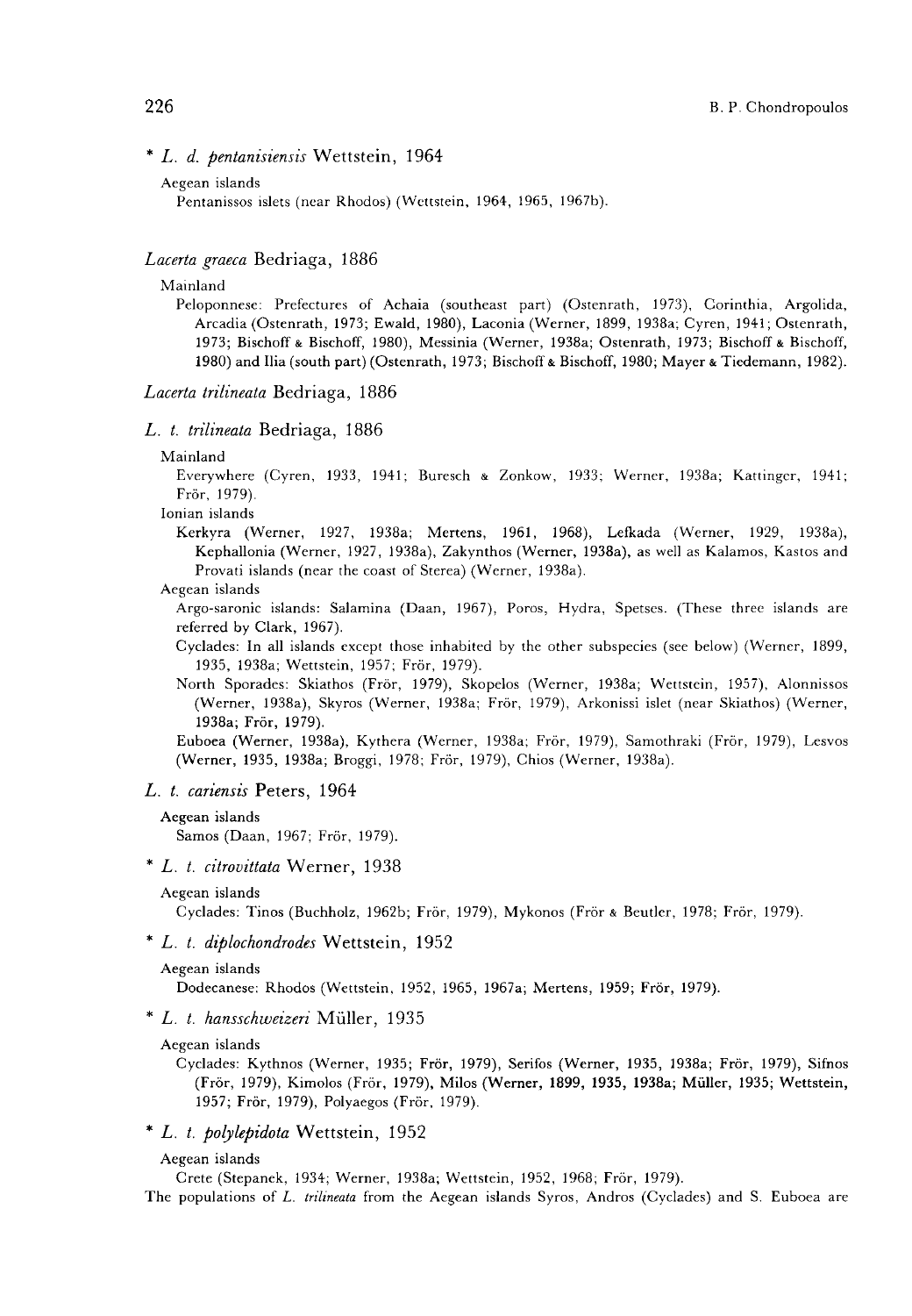\* *L. d. pentanisiensis* Wettstein, 1964

Aegean islands

Pentanissos islets (near Rhodos) (Wettstein, 1964, 1965, 1967b).

*Lacerta graeca* Bedriaga, 1886

Mainland

Peloponnese: Prefectures of Achaia (southeast part) (Ostenrath, 1973), Corinthia, Argolida, Arcadia (Ostenrath, 1973; Ewald, 1980), Laconia (Werner, 1899, 1938a; Cyren, 1941; Ostenrath, 1973; Bischoff & Bischoff, 1980), Messinia (Werner, 1938a; Ostenrath, 1973; Bischoff & Bischoff, 1980) and Ilia (south part) (Ostenrath, 1973; Bischoff & Bischoff, 1980; Mayer & Tiedemann, 1982).

*Lacerta trilineata* Bedriaga, 1886

*L. t. trilineata* Bedriaga, 1886

Mainland

Everywhere (Cyren, 1933, 1941; Buresch & Zonkow, 1933; Werner, 1938a; Kattinger, 1941; Frör, 1979).

Ionian islands

Kerkyra (Werner, 1927, 1938a; Mertens, 1961, 1968), Lefkada (Werner, 1929, 1938a), Kephallonia (Werner, 1927, 1938a), Zakynthos (Werner, 1938a), as well as Kalamos, Kastos and Provati islands (near the coast of Sterea) (Werner, 1938a).

Aegean islands

Argo-saronic islands: Salamina (Daan, 1967), Poros, Hydra, Spetses. (These three islands are referred by Clark, 1967).

Cyclades: In all islands except those inhabited by the other subspecies (see below) (Werner, 1899, 1935, 1938a; Wettstein, 1957; Frör, 1979).

North Sporades: Skiathos (Frör, 1979), Skopelos (Werner, 1938a; Wettstein, 1957), Alonnissos (Werner, 1938a), Skyros (Werner, 1938a; Frör, 1979), Arkonissi islet (near Skiathos) (Werner, 1938a; Frör, 1979).

Euboea (Werner, 1938a), Kythera (Werner, 1938a; Frör, 1979), Samothraki (Frör, 1979), Lesvos (Werner, 1935, 1938a; Broggi, 1978; Frör, 1979), Chios (Werner, 1938a).

*L. t. cariensis* Peters, 1964

Aegean islands

Samos (Daan, 1967; Frör, 1979).

\* *L. t. citrovittata* Werner, 1938

Aegean islands

Cyclades: Tinos (Buchholz, 1962b; Frör, 1979), Mykonos (Frör & Beutler, 1978; Frör, 1979).

\* *L. t. diplochondrodes* Wettstein, 1952

Aegean islands

Dodecanese: Rhodos (Wettstein, 1952, 1965, 1967a; Mertens, 1959; Frör, 1979).

\* *L. t. hansschweizeri* Müller, 1935

Aegean islands

Cyclades: Kythnos (Werner, 1935; Frör, 1979), Serifos (Werner, 1935, 1938a; Frör, 1979), Sifnos (Frör, 1979), Kimolos (Frör, 1979), Milos (Werner, 1899, 1935, 1938a; Müller, 1935; Wettstein, 1957; Frör, 1979), Polyaegos (Frör, 1979).

\* *L. t. polylepidota* Wettstein, 1952

Aegean islands

Crete (Stepanek, 1934; Werner, 1938a; Wettstein, 1952, 1968; Frör, 1979).

The populations of *L. trilineata* from the Aegean islands Syros, Andros (Cyclades) and S. Euboea are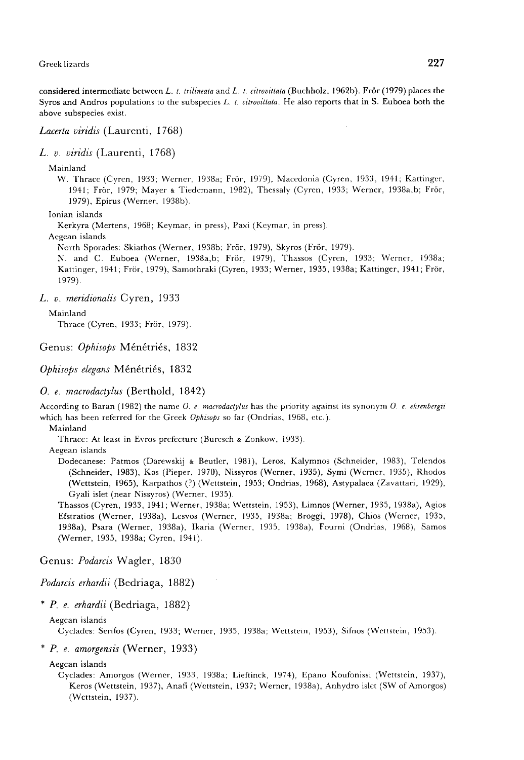considered intermediate between *L. t. trilineata* and *L. t. citrovittata* (Buchholz, 1962b). Frör (1979) places the Syros and Andros populations to the subspecies *L. t. citrovittata*. He also reports that in S. Euboea both the above subspecies exist.

### *Lacerta viridis* (Laurenti, 1768)

#### *L. v. viridis* (Laurenti, 1768)

Mainland

W. Thrace (Cyren, 1933; Werner, 1938a; Frör, 1979), Macedonia (Cyren, 1933, 1941; Kattinger, 1941; Frör, 1979; Mayer & Tiedemann, 1982), Thessaly (Cyren, 1933; Werner, 1938a,b; Frör, 1979), Epirus (Werner, 1938b).

Ionian islands

Kerkyra (Mertens, 1968; Keymar, in press), Paxi (Keymar, in press).

Aegean islands

North Sporades: Skiathos (Werner, 1938b; Frör, 1979), Skyros (Frör, 1979).

N. and C. Euboea (Werner, 1938a,b; Frör, 1979), Thassos (Cyren, 1933; Werner, 1938a; Kattinger, 1941; Frör, 1979), Samothraki (Cyren, 1933; Werner, 1935, 1938a; Kattinger, 1941; Frör, 1979).

#### *L. v. meridionalis* Cyren, 1933

Mainland

Thrace (Cyren, 1933; Frör, 1979).

## Genus: *Ophisops* Ménétriés, 1832

### *Ophisops elegans* Ménétriés, 1832

#### *O. e. macrodactylus* (Berthold, 1842)

According to Baran (1982) the name *O. e. macrodactylus* has the priority against its synonym *O. e. ehrenbergii* which has been referred for the Greek *Ophisops* so far (Ondrias, 1968, etc.).

Mainland

Thrace: At least in Evros prefecture (Buresch & Zonkow, 1933).

Aegean islands

Dodecanese: Patmos (Darewskij & Beutler, 1981), Leros, Kalymnos (Schneider, 1983), Telendos (Schneider, 1983), Kos (Pieper, 1970), Nissyros (Werner, 1935), Symi (Werner, 1935), Rhodos (Wettstein, 1965), Karpathos (?) (Wettstein, 1953; Ondrias, 1968), Astypalaea (Zavattari, 1929), Gyali islet (near Nissyros) (Werner, 1935).

Thassos (Cyren, 1933, 1941; Werner, 1938a; Wettstein, 1953), Limnos (Werner, 1935, 1938a), Agios Efstratios (Werner, 1938a), Lesvos (Werner, 1935, 1938a; Broggi, 1978), Chios (Werner, 1935, 1938a), Psara (Werner, 1938a), Ikaria (Werner, 1935, 1938a), Fourni (Ondrias, 1968), Samos (Werner, 1935, 1938a; Cyren, 1941).

## Genus: *Podarcis* Wagler, 1830

### *Podarcis erhardii* (Bedriaga, 1882)

#### * *P. e. erhardii* (Bedriaga, 1882)

Aegean islands

Cyclades: Serifos (Cyren, 1933; Werner, 1935, 1938a; Wettstein, 1953), Sifnos (Wettstein, 1953).

#### * *P. e. amorgensis* (Werner, 1933)

Aegean islands

Cyclades: Amorgos (Werner, 1933, 1938a; Lieftinck, 1974), Epano Koufonissi (Wettstein, 1937), Keros (Wettstein, 1937), Anafi (Wettstein, 1937; Werner, 1938a), Anhydro islet (SW of Amorgos) (Wettstein, 1937).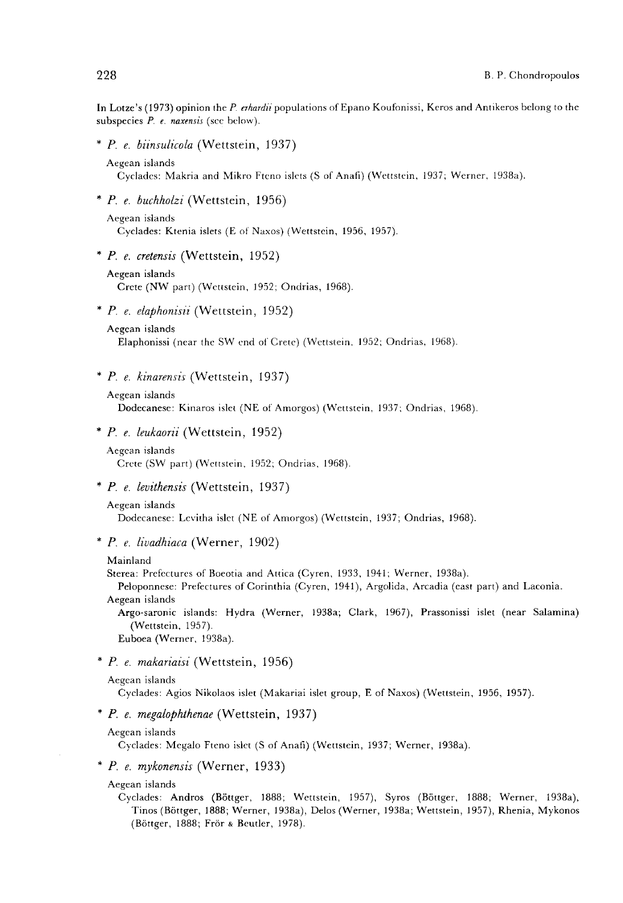In Lotze's (1973) opinion the *P. erhardii* populations of Epano Koufonissi, Keros and Antikeros belong to the subspecies *P. e. naxensis* (see below).

### * *P. e. biinsulicola* (Wettstein, 1937)

Aegean islands

Cyclades: Makria and Mikro Fteno islets (S of Anafi) (Wettstein, 1937; Werner, 1938a).

### * *P. e. buchholzi* (Wettstein, 1956)

Aegean islands

Cyclades: Ktenia islets (E of Naxos) (Wettstein, 1956, 1957).

### * *P. e. cretensis* (Wettstein, 1952)

Aegean islands

Crete (NW part) (Wettstein, 1952; Ondrias, 1968).

### * *P. e. elaphonisii* (Wettstein, 1952)

Aegean islands

Elaphonissi (near the SW end of Crete) (Wettstein, 1952; Ondrias, 1968).

### * *P. e. kinarensis* (Wettstein, 1937)

Aegean islands

Dodecanese: Kinaros islet (NE of Amorgos) (Wettstein, 1937; Ondrias, 1968).

### * *P. e. leukaorii* (Wettstein, 1952)

Aegean islands

Crete (SW part) (Wettstein, 1952; Ondrias, 1968).

### * *P. e. levithensis* (Wettstein, 1937)

Aegean islands

Dodecanese: Levitha islet (NE of Amorgos) (Wettstein, 1937; Ondrias, 1968).

### * *P. e. livadhiaca* (Werner, 1902)

Mainland

Sterea: Prefectures of Boeotia and Attica (Cyren, 1933, 1941; Werner, 1938a).

Peloponnese: Prefectures of Corinthia (Cyren, 1941), Argolida, Arcadia (east part) and Laconia.

Aegean islands

Argo-saronic islands: Hydra (Werner, 1938a; Clark, 1967), Prassonissi islet (near Salamina) (Wettstein, 1957).

Euboea (Werner, 1938a).

### * *P. e. makariaisi* (Wettstein, 1956)

Aegean islands

Cyclades: Agios Nikolaos islet (Makariai islet group, E of Naxos) (Wettstein, 1956, 1957).

### * *P. e. megalophthenae* (Wettstein, 1937)

Aegean islands

Cyclades: Megalo Fteno islet (S of Anafi) (Wettstein, 1937; Werner, 1938a).

### * *P. e. mykonensis* (Werner, 1933)

Aegean islands

Cyclades: Andros (Böttger, 1888; Wettstein, 1957), Syros (Böttger, 1888; Werner, 1938a), Tinos (Böttger, 1888; Werner, 1938a), Delos (Werner, 1938a; Wettstein, 1957), Rhenia, Mykonos (Böttger, 1888; Frör & Beutler, 1978).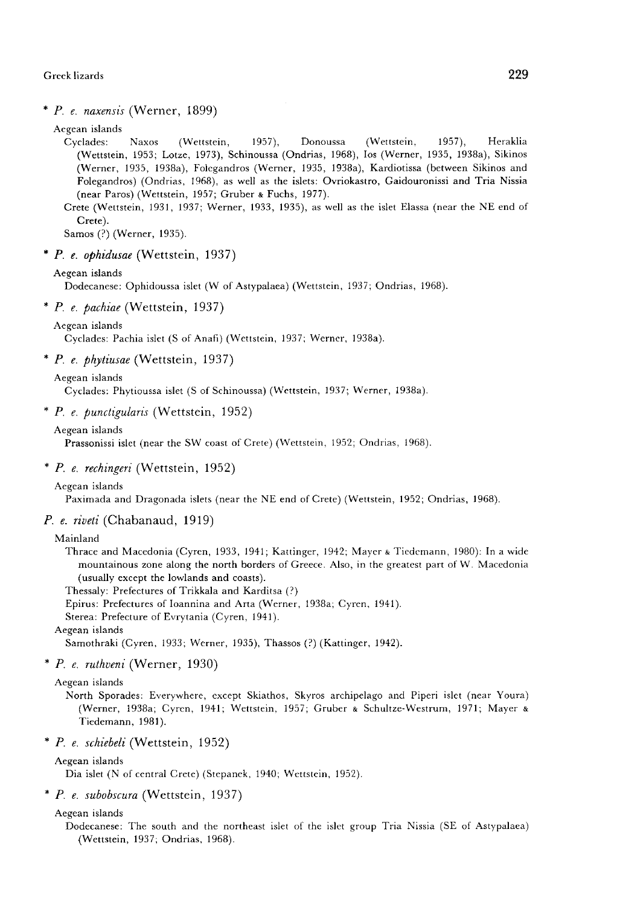* *P. e. naxensis* (Werner, 1899)

Aegean islands

Cyclades: Naxos (Wettstein, 1957), Donoussa (Wettstein, 1957), Heraklia (Wettstein, 1953; Lotze, 1973), Schinoussa (Ondrias, 1968), Ios (Werner, 1935, 1938a), Sikinos (Werner, 1935, 1938a), Folegandros (Werner, 1935, 1938a), Kardiotissa (between Sikinos and Folegandros) (Ondrias, 1968), as well as the islets: Ovriokastro, Gaidouronissi and Tria Nissia (near Paros) (Wettstein, 1957; Gruber & Fuchs, 1977).

Crete (Wettstein, 1931, 1937; Werner, 1933, 1935), as well as the islet Elassa (near the NE end of Crete).

Samos (?) (Werner, 1935).

* *P. e. ophidusae* (Wettstein, 1937)

Aegean islands

Dodecanese: Ophidoussa islet (W of Astypalaea) (Wettstein, 1937; Ondrias, 1968).

* *P. e. pachiae* (Wettstein, 1937)

Aegean islands

Cyclades: Pachia islet (S of Anafi) (Wettstein, 1937; Werner, 1938a).

* *P. e. phytiusae* (Wettstein, 1937)

Aegean islands

Cyclades: Phytioussa islet (S of Schinoussa) (Wettstein, 1937; Werner, 1938a).

* *P. e. punctigularis* (Wettstein, 1952)

Aegean islands

Prassonissi islet (near the SW coast of Crete) (Wettstein, 1952; Ondrias, 1968).

* *P. e. rechingeri* (Wettstein, 1952)

Aegean islands

Paximada and Dragonada islets (near the NE end of Crete) (Wettstein, 1952; Ondrias, 1968).

*P. e. riveti* (Chabanaud, 1919)

Mainland

Thrace and Macedonia (Cyren, 1933, 1941; Kattinger, 1942; Mayer & Tiedemann, 1980): In a wide mountainous zone along the north borders of Greece. Also, in the greatest part of W. Macedonia (usually except the lowlands and coasts).

Thessaly: Prefectures of Trikkala and Karditsa (?)

Epirus: Prefectures of Ioannina and Arta (Werner, 1938a; Cyren, 1941).

Sterea: Prefecture of Evrytania (Cyren, 1941).

Aegean islands

Samothraki (Cyren, 1933; Werner, 1935), Thassos (?) (Kattinger, 1942).

* *P. e. ruthveni* (Werner, 1930)

Aegean islands

North Sporades: Everywhere, except Skiathos, Skyros archipelago and Piperi islet (near Youra) (Werner, 1938a; Cyren, 1941; Wettstein, 1957; Gruber & Schultze-Westrum, 1971; Mayer & Tiedemann, 1981).

* *P. e. schiebeli* (Wettstein, 1952)

Aegean islands

Dia islet (N of central Crete) (Stepanek, 1940; Wettstein, 1952).

* *P. e. subobscura* (Wettstein, 1937)

Aegean islands

Dodecanese: The south and the northeast islet of the islet group Tria Nissia (SE of Astypalaea) (Wettstein, 1937; Ondrias, 1968).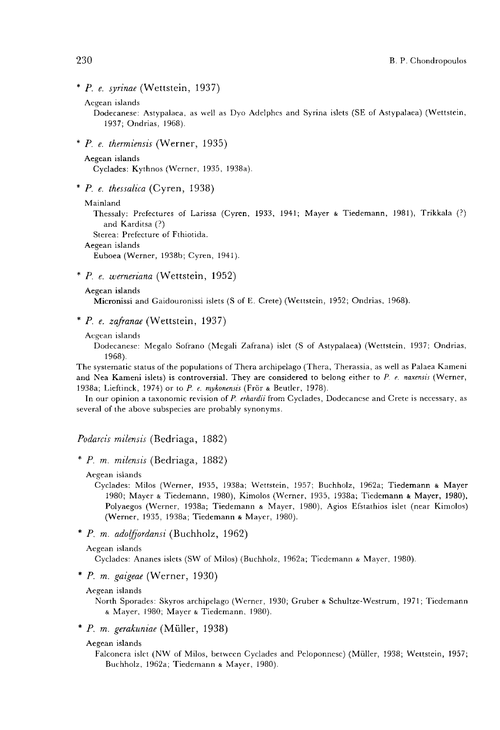\* *P. e. syrinae* (Wettstein, 1937)

Aegean islands

Dodecanese: Astypalaea, as well as Dyo Adelphes and Syrina islets (SE of Astypalaea) (Wettstein, 1937; Ondrias, 1968).

\* *P. e. thermiensis* (Werner, 1935)

Aegean islands

Cyclades: Kythnos (Werner, 1935, 1938a).

\* *P. e. thessalica* (Cyren, 1938)

Mainland

Thessaly: Prefectures of Larissa (Cyren, 1933, 1941; Mayer & Tiedemann, 1981), Trikkala (?) and Karditsa (?)

Sterea: Prefecture of Fthiotida.

Aegean islands

Euboea (Werner, 1938b; Cyren, 1941).

\* *P. e. werneriana* (Wettstein, 1952)

Aegean islands

Micronissi and Gaidouronissi islets (S of E. Crete) (Wettstein, 1952; Ondrias, 1968).

\* *P. e. zafranae* (Wettstein, 1937)

Aegean islands

Dodecanese: Megalo Sofrano (Megali Zafrana) islet (S of Astypalaea) (Wettstein, 1937; Ondrias, 1968).

The systematic status of the populations of Thera archipelago (Thera, Therassia, as well as Palaea Kameni and Nea Kameni islets) is controversial. They are considered to belong either to *P. e. naxensis* (Werner, 1938a; Lieftinck, 1974) or to *P. e. mykonensis* (Frör & Beutler, 1978).

In our opinion a taxonomic revision of *P. erhardii* from Cyclades, Dodecanese and Crete is necessary, as several of the above subspecies are probably synonyms.

## *Podarcis milensis* (Bedriaga, 1882)

\* *P. m. milensis* (Bedriaga, 1882)

Aegean islands

Cyclades: Milos (Werner, 1935, 1938a; Wettstein, 1957; Buchholz, 1962a; Tiedemann & Mayer 1980; Mayer & Tiedemann, 1980), Kimolos (Werner, 1935, 1938a; Tiedemann & Mayer, 1980), Polyaegos (Werner, 1938a; Tiedemann & Mayer, 1980), Agios Efstathios islet (near Kimolos) (Werner, 1935, 1938a; Tiedemann & Mayer, 1980).

\* *P. m. adolfjordansi* (Buchholz, 1962)

Aegean islands

Cyclades: Ananes islets (SW of Milos) (Buchholz, 1962a; Tiedemann & Mayer, 1980).

\* *P. m. gaigeae* (Werner, 1930)

Aegean islands

North Sporades: Skyros archipelago (Werner, 1930; Gruber & Schultze-Westrum, 1971; Tiedemann & Mayer, 1980; Mayer & Tiedemann, 1980).

\* *P. m. gerakuniae* (Müller, 1938)

Aegean islands

Falconera islet (NW of Milos, between Cyclades and Peloponnese) (Müller, 1938; Wettstein, 1957; Buchholz, 1962a; Tiedemann & Mayer, 1980).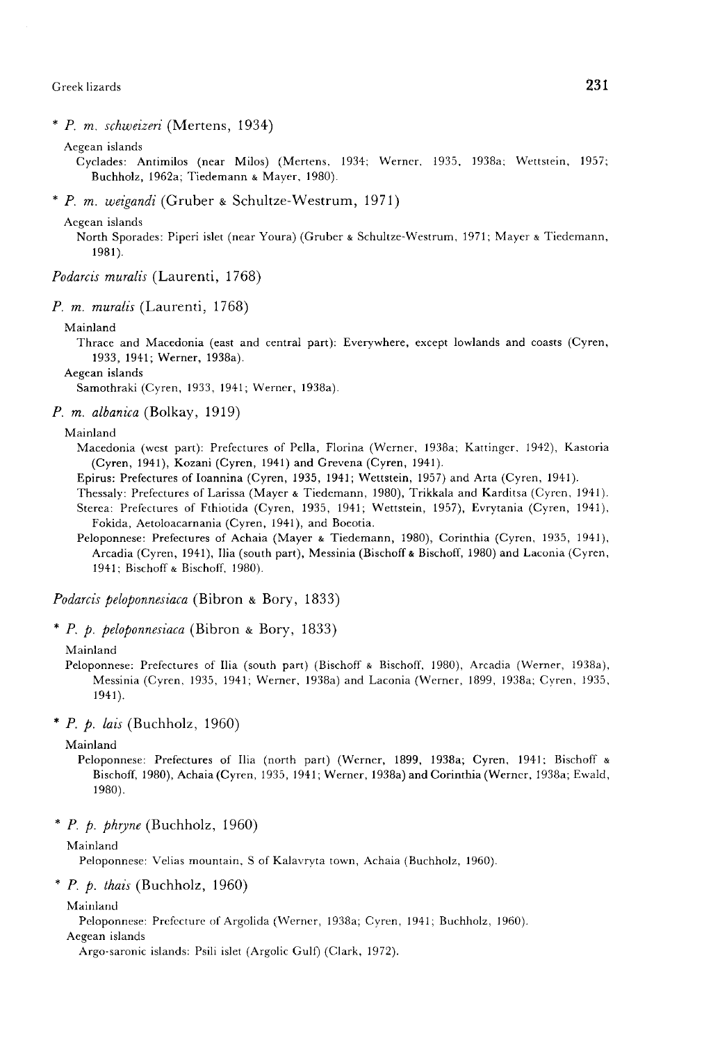\* *P. m. schweizeri* (Mertens, 1934)

Aegean islands

Cyclades: Antimilos (near Milos) (Mertens, 1934; Werner, 1935, 1938a; Wettstein, 1957; Buchholz, 1962a; Tiedemann & Mayer, 1980).

\* *P. m. weigandi* (Gruber & Schultze-Westrum, 1971)

Aegean islands

North Sporades: Piperi islet (near Youra) (Gruber & Schultze-Westrum, 1971; Mayer & Tiedemann, 1981).

*Podarcis muralis* (Laurenti, 1768)

*P. m. muralis* (Laurenti, 1768)

Mainland

Thrace and Macedonia (east and central part): Everywhere, except lowlands and coasts (Cyren, 1933, 1941; Werner, 1938a).

Aegean islands

Samothraki (Cyren, 1933, 1941; Werner, 1938a).

*P. m. albanica* (Bolkay, 1919)

Mainland

Macedonia (west part): Prefectures of Pella, Florina (Werner, 1938a; Kattinger, 1942), Kastoria (Cyren, 1941), Kozani (Cyren, 1941) and Grevena (Cyren, 1941).

Epirus: Prefectures of Ioannina (Cyren, 1935, 1941; Wettstein, 1957) and Arta (Cyren, 1941).

Thessaly: Prefectures of Larissa (Mayer & Tiedemann, 1980), Trikkala and Karditsa (Cyren, 1941).

Sterea: Prefectures of Fthiotida (Cyren, 1935, 1941; Wettstein, 1957), Evrytania (Cyren, 1941), Fokida, Aetoloacarnania (Cyren, 1941), and Boeotia.

Peloponnese: Prefectures of Achaia (Mayer & Tiedemann, 1980), Corinthia (Cyren, 1935, 1941), Arcadia (Cyren, 1941), Ilia (south part), Messinia (Bischoff & Bischoff, 1980) and Laconia (Cyren, 1941; Bischoff & Bischoff, 1980).

*Podarcis peloponnesiaca* (Bibron & Bory, 1833)

\* *P. p. peloponnesiaca* (Bibron & Bory, 1833)

Mainland

Peloponnese: Prefectures of Ilia (south part) (Bischoff & Bischoff, 1980), Arcadia (Werner, 1938a), Messinia (Cyren, 1935, 1941; Werner, 1938a) and Laconia (Werner, 1899, 1938a; Cyren, 1935, 1941).

\* *P. p. lais* (Buchholz, 1960)

Mainland

Peloponnese: Prefectures of Ilia (north part) (Werner, 1899, 1938a; Cyren, 1941; Bischoff & Bischoff, 1980), Achaia (Cyren, 1935, 1941; Werner, 1938a) and Corinthia (Werner, 1938a; Ewald, 1980).

\* *P. p. phryne* (Buchholz, 1960)

Mainland

Peloponnese: Velias mountain, S of Kalavryta town, Achaia (Buchholz, 1960).

\* *P. p. thais* (Buchholz, 1960)

Mainland

Peloponnese: Prefecture of Argolida (Werner, 1938a; Cyren, 1941; Buchholz, 1960).

Aegean islands

Argo-saronic islands: Psili islet (Argolic Gulf) (Clark, 1972).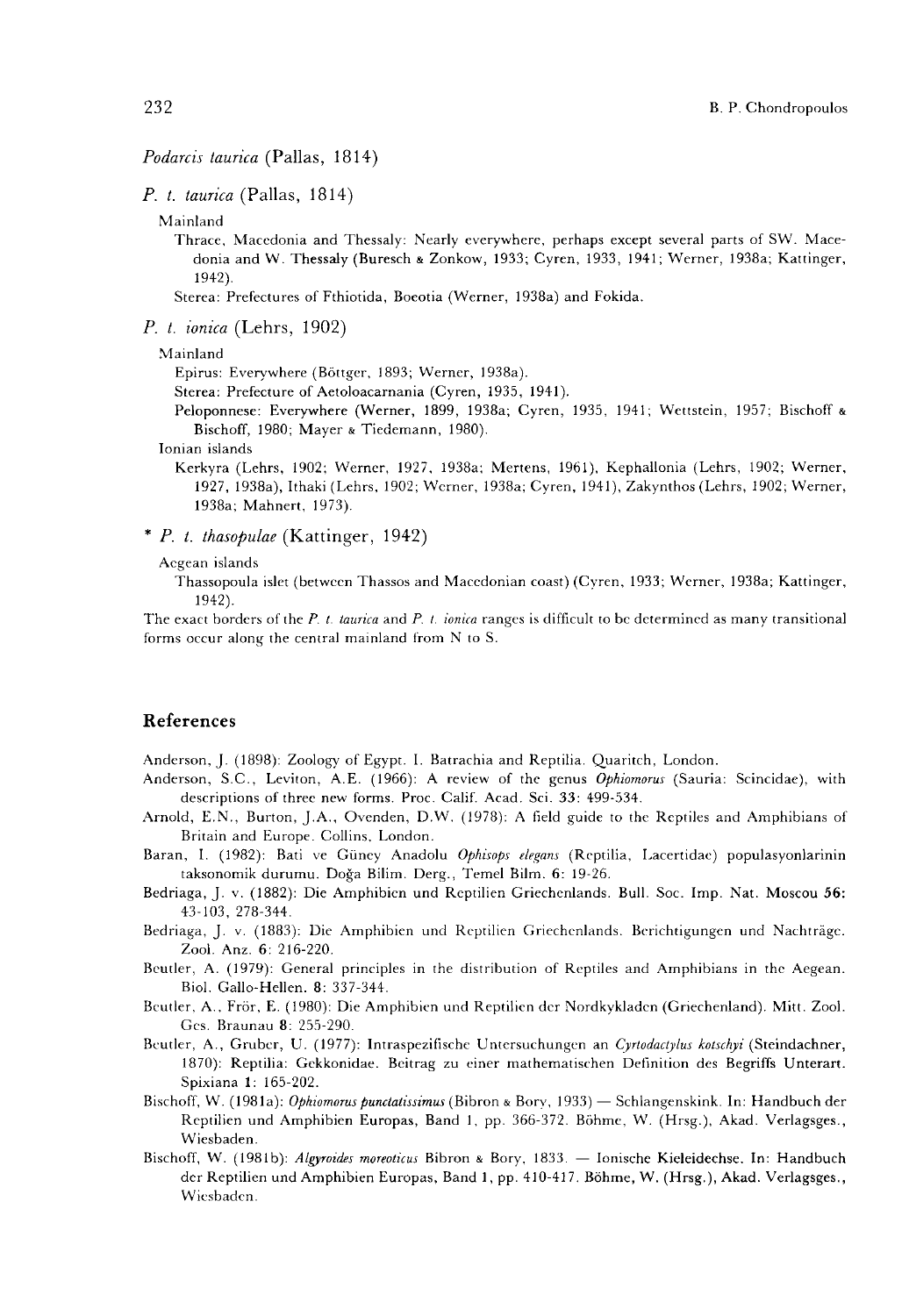*Podarcis taurica* (Pallas, 1814)

*P. t. taurica* (Pallas, 1814)

Mainland

Thrace, Macedonia and Thessaly: Nearly everywhere, perhaps except several parts of SW. Macedonia and W. Thessaly (Buresch & Zonkow, 1933; Cyren, 1933, 1941; Werner, 1938a; Kattinger, 1942).

Sterea: Prefectures of Fthiotida, Boeotia (Werner, 1938a) and Fokida.

*P. t. ionica* (Lehrs, 1902)

Mainland

Epirus: Everywhere (Böttger, 1893; Werner, 1938a).

Sterea: Prefecture of Aetoloacarnania (Cyren, 1935, 1941).

Peloponnese: Everywhere (Werner, 1899, 1938a; Cyren, 1935, 1941; Wettstein, 1957; Bischoff & Bischoff, 1980; Mayer & Tiedemann, 1980).

Ionian islands

Kerkyra (Lehrs, 1902; Werner, 1927, 1938a; Mertens, 1961), Kephallonia (Lehrs, 1902; Werner, 1927, 1938a), Ithaki (Lehrs, 1902; Werner, 1938a; Cyren, 1941), Zakynthos (Lehrs, 1902; Werner, 1938a; Mahnert, 1973).

\* *P. t. thasopulae* (Kattinger, 1942)

Aegean islands

Thassopoula islet (between Thassos and Macedonian coast) (Cyren, 1933; Werner, 1938a; Kattinger, 1942).

The exact borders of the *P. t. taurica* and *P. t. ionica* ranges is difficult to be determined as many transitional forms occur along the central mainland from N to S.

## References

Anderson, J. (1898): Zoology of Egypt. I. Batrachia and Reptilia. Quaritch, London.

Anderson, S.C., Leviton, A.E. (1966): A review of the genus *Ophiomorus* (Sauria: Scincidae), with descriptions of three new forms. Proc. Calif. Acad. Sci. 33: 499-534.

Arnold, E.N., Burton, J.A., Ovenden, D.W. (1978): A field guide to the Reptiles and Amphibians of Britain and Europe. Collins, London.

Baran, I. (1982): Bati ve Güney Anadolu *Ophisops elegans* (Reptilia, Lacertidae) populasyonlarinin taksonomik durumu. Doğa Bilim. Derg., Temel Bilm. 6: 19-26.

Bedriaga, J. v. (1882): Die Amphibien und Reptilien Griechenlands. Bull. Soc. Imp. Nat. Moscou **56:** 43-103, 278-344.

Bedriaga, J. v. (1883): Die Amphibien und Reptilien Griechenlands. Berichtigungen und Nachträge. Zool. Anz. **6**: 216-220.

Beutler, A. (1979): General principles in the distribution of Reptiles and Amphibians in the Aegean. Biol. Gallo-Hellen. **8**: 337-344.

Beutler, A., Frör, E. (1980): Die Amphibien und Reptilien der Nordkykladen (Griechenland). Mitt. Zool. Ges. Braunau **8**: 255-290.

Beutler, A., Gruber, U. (1977): Intraspezifische Untersuchungen an *Cyrtodactylus kotschyi* (Steindachner, 1870): Reptilia: Gekkonidae. Beitrag zu einer mathematischen Definition des Begriffs Unterart. Spixiana **1**: 165-202.

Bischoff, W. (1981a): *Ophiomorus punctatissimus* (Bibron & Bory, 1933) — Schlangenskink. In: Handbuch der Reptilien und Amphibien Europas, Band 1, pp. 366-372. Böhme, W. (Hrsg.), Akad. Verlagsges., Wiesbaden.

Bischoff, W. (1981b): *Algyroides moreoticus* Bibron & Bory, 1833. — Ionische Kieleidechse. In: Handbuch der Reptilien und Amphibien Europas, Band **1**, pp. 410-417. Böhme, W. (Hrsg.), Akad. Verlagsges., Wiesbaden.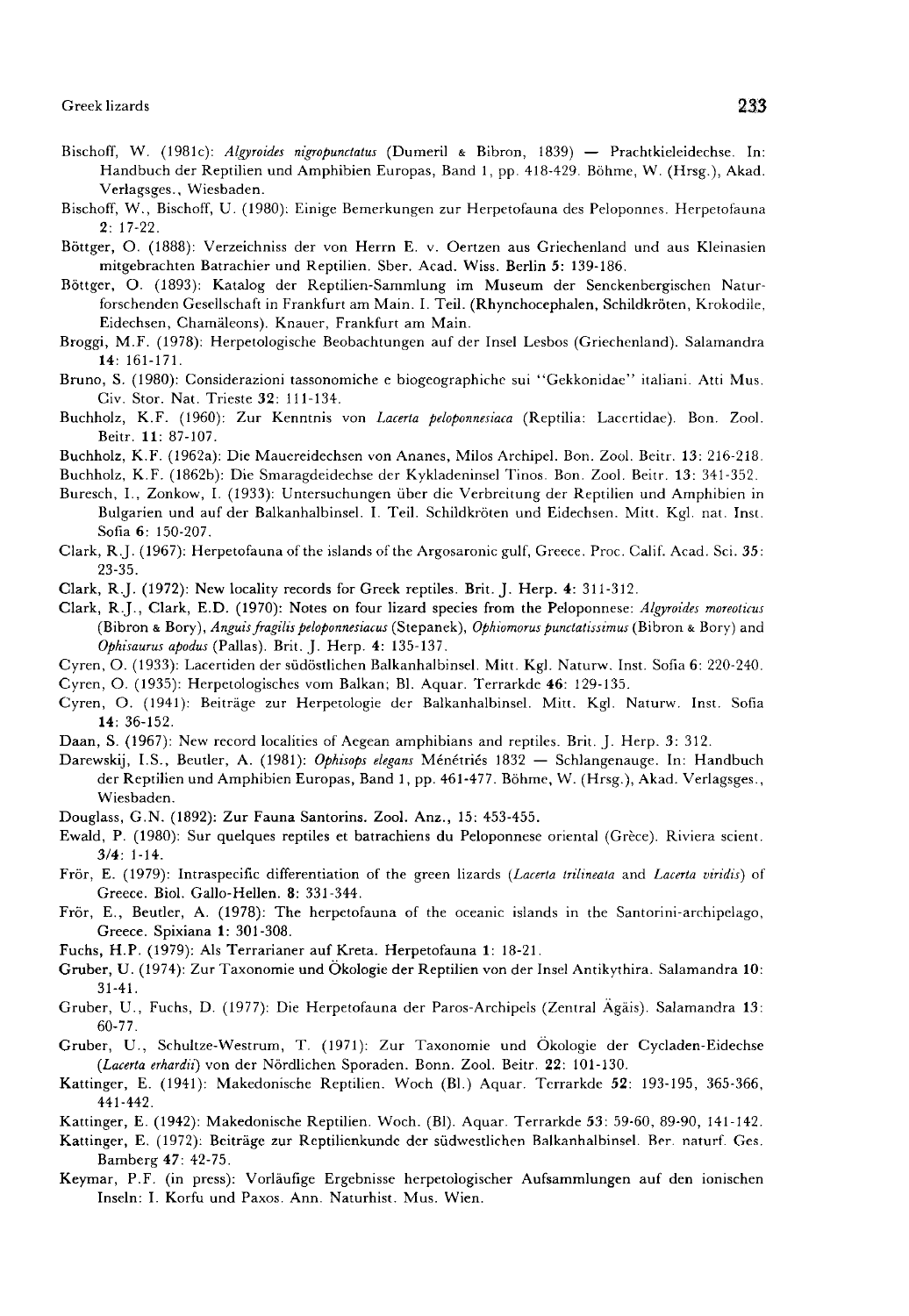Bischoff, W. (1981c): *Algyroides nigropunctatus* (Dumeril & Bibron, 1839) — Prachtkieleidechse. In: Handbuch der Reptilien und Amphibien Europas, Band 1, pp. 418-429. Böhme, W. (Hrsg.), Akad. Verlagsges., Wiesbaden.

Bischoff, W., Bischoff, U. (1980): Einige Bemerkungen zur Herpetofauna des Peloponnes. Herpetofauna **2**: 17-22.

Böttger, O. (1888): Verzeichniss der von Herrn E. v. Oertzen aus Griechenland und aus Kleinasien mitgebrachten Batrachier und Reptilien. Sber. Acad. Wiss. Berlin **5**: 139-186.

Böttger, O. (1893): Katalog der Reptilien-Sammlung im Museum der Senckenbergischen Naturforschenden Gesellschaft in Frankfurt am Main. I. Teil. (Rhynchocephalen, Schildkröten, Krokodile, Eidechsen, Chamäleons). Knauer, Frankfurt am Main.

Broggi, M.F. (1978): Herpetologische Beobachtungen auf der Insel Lesbos (Griechenland). Salamandra **14**: 161-171.

Bruno, S. (1980): Considerazioni tassonomiche e biogeographiche sui "Gekkonidae" italiani. Atti Mus. Civ. Stor. Nat. Trieste **32**: 111-134.

Buchholz, K.F. (1960): Zur Kenntnis von *Lacerta peloponnesiaca* (Reptilia: Lacertidae). Bon. Zool. Beitr. **11**: 87-107.

Buchholz, K.F. (1962a): Die Mauereidechsen von Ananes, Milos Archipel. Bon. Zool. Beitr. **13**: 216-218.

Buchholz, K.F. (1862b): Die Smaragdeidechse der Kykladeninsel Tinos. Bon. Zool. Beitr. **13**: 341-352.

Buresch, I., Zonkow, I. (1933): Untersuchungen über die Verbreitung der Reptilien und Amphibien in Bulgarien und auf der Balkanhalbinsel. I. Teil. Schildkröten und Eidechsen. Mitt. Kgl. nat. Inst. Sofia **6**: 150-207.

Clark, R.J. (1967): Herpetofauna of the islands of the Argosaronic gulf, Greece. Proc. Calif. Acad. Sci. **35**: 23-35.

Clark, R.J. (1972): New locality records for Greek reptiles. Brit. J. Herp. **4**: 311-312.

Clark, R.J., Clark, E.D. (1970): Notes on four lizard species from the Peloponnese: *Algyroides moreoticus* (Bibron & Bory), *Anguis fragilis peloponnesiacus* (Stepanek), *Ophiomorus punctatissimus* (Bibron & Bory) and *Ophisaurus apodus* (Pallas). Brit. J. Herp. **4**: 135-137.

Cyren, O. (1933): Lacertiden der südöstlichen Balkanhalbinsel. Mitt. Kgl. Naturw. Inst. Sofia **6**: 220-240.

Cyren, O. (1935): Herpetologisches vom Balkan; Bl. Aquar. Terrarkde **46**: 129-135.

Cyren, O. (1941): Beiträge zur Herpetologie der Balkanhalbinsel. Mitt. Kgl. Naturw. Inst. Sofia **14**: 36-152.

Daan, S. (1967): New record localities of Aegean amphibians and reptiles. Brit. J. Herp. **3**: 312.

Darewskij, I.S., Beutler, A. (1981): *Ophisops elegans* Ménétriés 1832 — Schlangenauge. In: Handbuch der Reptilien und Amphibien Europas, Band 1, pp. 461-477. Böhme, W. (Hrsg.), Akad. Verlagsges., Wiesbaden.

Douglass, G.N. (1892): Zur Fauna Santorins. Zool. Anz., 15: 453-455.

Ewald, P. (1980): Sur quelques reptiles et batrachiens du Peloponnese oriental (Grèce). Riviera scient. **3/4**: 1-14.

Frör, E. (1979): Intraspecific differentiation of the green lizards (*Lacerta trilineata* and *Lacerta viridis*) of Greece. Biol. Gallo-Hellen. **8**: 331-344.

Frör, E., Beutler, A. (1978): The herpetofauna of the oceanic islands in the Santorini-archipelago, Greece. Spixiana **1**: 301-308.

Fuchs, H.P. (1979): Als Terrarianer auf Kreta. Herpetofauna **1**: 18-21.

Gruber, U. (1974): Zur Taxonomie und Ökologie der Reptilien von der Insel Antikythira. Salamandra **10**: 31-41.

Gruber, U., Fuchs, D. (1977): Die Herpetofauna der Paros-Archipels (Zentral Ägäis). Salamandra **13**: 60-77.

Gruber, U., Schultze-Westrum, T. (1971): Zur Taxonomie und Ökologie der Cycladen-Eidechse (*Lacerta erhardii*) von der Nördlichen Sporaden. Bonn. Zool. Beitr. **22**: 101-130.

Kattinger, E. (1941): Makedonische Reptilien. Woch (Bl.) Aquar. Terrarkde **52**: 193-195, 365-366, 441-442.

Kattinger, E. (1942): Makedonische Reptilien. Woch. (Bl). Aquar. Terrarkde **53**: 59-60, 89-90, 141-142.

Kattinger, E. (1972): Beiträge zur Reptilienkunde der südwestlichen Balkanhalbinsel. Ber. naturf. Ges. Bamberg **47**: 42-75.

Keymar, P.F. (in press): Vorläufige Ergebnisse herpetologischer Aufsammlungen auf den ionischen Inseln: I. Korfu und Paxos. Ann. Naturhist. Mus. Wien.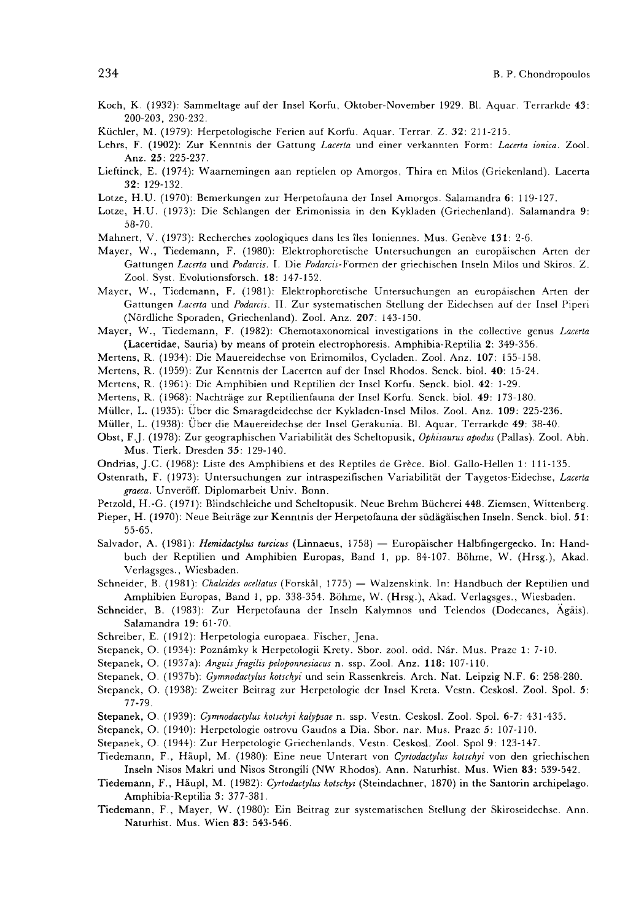Koch, K. (1932): Sammeltage auf der Insel Korfu, Oktober-November 1929. Bl. Aquar. Terrarkde **43**: 200-203, 230-232.

Küchler, M. (1979): Herpetologische Ferien auf Korfu. Aquar. Terrar. Z. **32**: 211-215.

Lehrs, F. (1902): Zur Kenntnis der Gattung *Lacerta* und einer verkannten Form: *Lacerta ionica*. Zool. Anz. **25**: 225-237.

Lieftinck, E. (1974): Waarnemingen aan reptielen op Amorgos, Thira en Milos (Griekenland). Lacerta **32**: 129-132.

Lotze, H.U. (1970): Bemerkungen zur Herpetofauna der Insel Amorgos. Salamandra **6**: 119-127.

Lotze, H.U. (1973): Die Schlangen der Erimonissia in den Kykladen (Griechenland). Salamandra **9**: 58-70.

Mahnert, V. (1973): Recherches zoologiques dans les îles Ioniennes. Mus. Genève **131**: 2-6.

Mayer, W., Tiedemann, F. (1980): Elektrophoretische Untersuchungen an europäischen Arten der Gattungen *Lacerta* und *Podarcis*. I. Die *Podarcis*-Formen der griechischen Inseln Milos und Skiros. Z. Zool. Syst. Evolutionsforsch. **18**: 147-152.

Mayer, W., Tiedemann, F. (1981): Elektrophoretische Untersuchungen an europäischen Arten der Gattungen *Lacerta* und *Podarcis*. II. Zur systematischen Stellung der Eidechsen auf der Insel Piperi (Nördliche Sporaden, Griechenland). Zool. Anz. **207**: 143-150.

Mayer, W., Tiedemann, F. (1982): Chemotaxonomical investigations in the collective genus *Lacerta* (Lacertidae, Sauria) by means of protein electrophoresis. Amphibia-Reptilia **2**: 349-356.

Mertens, R. (1934): Die Mauereidechse von Erimomilos, Cycladen. Zool. Anz. **107**: 155-158.

Mertens, R. (1959): Zur Kenntnis der Lacerten auf der Insel Rhodos. Senck. biol. **40**: 15-24.

Mertens, R. (1961): Die Amphibien und Reptilien der Insel Korfu. Senck. biol. **42**: 1-29.

Mertens, R. (1968): Nachträge zur Reptilienfauna der Insel Korfu. Senck. biol. **49**: 173-180.

Müller, L. (1935): Über die Smaragdeidechse der Kykladen-Insel Milos. Zool. Anz. **109**: 225-236.

Müller, L. (1938): Über die Mauereidechse der Insel Gerakunia. Bl. Aquar. Terrarkde **49**: 38-40.

Obst, F.J. (1978): Zur geographischen Variabilität des Scheltopusik, *Ophisaurus apodus* (Pallas). Zool. Abh. Mus. Tierk. Dresden **35**: 129-140.

Ondrias, J.C. (1968): Liste des Amphibiens et des Reptiles de Grèce. Biol. Gallo-Hellen **1**: 111-135.

Ostenrath, F. (1973): Untersuchungen zur intraspezifischen Variabilität der Taygetos-Eidechse, *Lacerta graeca*. Unveröff. Diplomarbeit Univ. Bonn.

Petzold, H.-G. (1971): Blindschleiche und Scheltopusik. Neue Brehm Bücherei 448. Ziemsen, Wittenberg.

Pieper, H. (1970): Neue Beiträge zur Kenntnis der Herpetofauna der südägäischen Inseln. Senck. biol. **51**: 55-65.

Salvador, A. (1981): *Hemidactylus turcicus* (Linnaeus, 1758) — Europäischer Halbfingergecko. In: Handbuch der Reptilien und Amphibien Europas, Band 1, pp. 84-107. Böhme, W. (Hrsg.), Akad. Verlagsges., Wiesbaden.

Schneider, B. (1981): *Chalcides ocellatus* (Forskål, 1775) — Walzenskink. In: Handbuch der Reptilien und Amphibien Europas, Band 1, pp. 338-354. Böhme, W. (Hrsg.), Akad. Verlagsges., Wiesbaden.

Schneider, B. (1983): Zur Herpetofauna der Inseln Kalymnos und Telendos (Dodecanes, Ägäis). Salamandra **19**: 61-70.

Schreiber, E. (1912): Herpetologia europaea. Fischer, Jena.

Stepanek, O. (1934): Poznámky k Herpetologii Krety. Sbor. zool. odd. Nár. Mus. Praze **1**: 7-10.

Stepanek, O. (1937a): *Anguis fragilis peloponnesiacus* n. ssp. Zool. Anz. **118**: 107-110.

Stepanek, O. (1937b): *Gymnodactylus kotschyi* und sein Rassenkreis. Arch. Nat. Leipzig N.F. **6**: 258-280.

Stepanek, O. (1938): Zweiter Beitrag zur Herpetologie der Insel Kreta. Vestn. Ceskosl. Zool. Spol. **5**: 77-79.

Stepanek, O. (1939): *Gymnodactylus kotschyi kalypsae* n. ssp. Vestn. Ceskosl. Zool. Spol. **6-7**: 431-435.

Stepanek, O. (1940): Herpetologie ostrovu Gaudos a Dia. Sbor. nar. Mus. Praze **5**: 107-110.

Stepanek, O. (1944): Zur Herpetologie Griechenlands. Vestn. Ceskosl. Zool. Spol **9**: 123-147.

Tiedemann, F., Häupl, M. (1980): Eine neue Unterart von *Cyrtodactylus kotschyi* von den griechischen Inseln Nisos Makri und Nisos Strongili (NW Rhodos). Ann. Naturhist. Mus. Wien **83**: 539-542.

Tiedemann, F., Häupl, M. (1982): *Cyrtodactylus kotschyi* (Steindachner, 1870) in the Santorin archipelago. Amphibia-Reptilia **3**: 377-381.

Tiedemann, F., Mayer, W. (1980): Ein Beitrag zur systematischen Stellung der Skiroseidechse. Ann. Naturhist. Mus. Wien **83**: 543-546.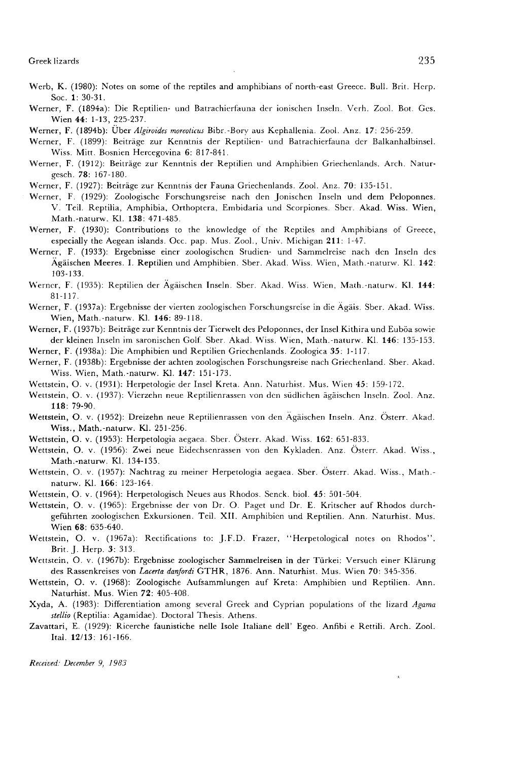Werb, K. (1980): Notes on some of the reptiles and amphibians of north-east Greece. Bull. Brit. Herp. Soc. **1**: 30-31.

Werner, F. (1894a): Die Reptilien- und Batrachierfauna der ionischen Inseln. Verh. Zool. Bot. Ges. Wien **44**: 1-13, 225-237.

Werner, F. (1894b): Über *Algiroides moreoticus* Bibr.-Bory aus Kephallenia. Zool. Anz. **17**: 256-259.

Werner, F. (1899): Beiträge zur Kenntnis der Reptilien- und Batrachierfauna der Balkanhalbinsel. Wiss. Mitt. Bosnien Hercegovina **6**: 817-841.

Werner, F. (1912): Beiträge zur Kenntnis der Reptilien und Amphibien Griechenlands. Arch. Naturgesch. **78**: 167-180.

Werner, F. (1927): Beiträge zur Kenntnis der Fauna Griechenlands. Zool. Anz. **70**: 135-151.

Werner, F. (1929): Zoologische Forschungsreise nach den Jonischen Inseln und dem Peloponnes. V. Teil. Reptilia, Amphibia, Orthoptera, Embidaria und Scorpiones. Sber. Akad. Wiss. Wien, Math.-naturw. Kl. **138**: 471-485.

Werner, F. (1930): Contributions to the knowledge of the Reptiles and Amphibians of Greece, especially the Aegean islands. Occ. pap. Mus. Zool., Univ. Michigan **211**: 1-47.

Werner, F. (1933): Ergebnisse einer zoologischen Studien- und Sammelreise nach den Inseln des Ägäischen Meeres. I. Reptilien und Amphibien. Sber. Akad. Wiss. Wien, Math.-naturw. Kl. **142**: 103-133.

Werner, F. (1935): Reptilien der Ägäischen Inseln. Sber. Akad. Wiss. Wien, Math.-naturw. Kl. **144**: 81-117.

Werner, F. (1937a): Ergebnisse der vierten zoologischen Forschungsreise in die Ägäis. Sber. Akad. Wiss. Wien, Math.-naturw. Kl. **146**: 89-118.

Werner, F. (1937b): Beiträge zur Kenntnis der Tierwelt des Peloponnes, der Insel Kithira und Euböa sowie der kleinen Inseln im saronischen Golf. Sber. Akad. Wiss. Wien, Math.-naturw. Kl. **146**: 135-153.

Werner, F. (1938a): Die Amphibien und Reptilien Griechenlands. Zoologica **35**: 1-117.

Werner, F. (1938b): Ergebnisse der achten zoologischen Forschungsreise nach Griechenland. Sber. Akad. Wiss. Wien, Math.-naturw. Kl. **147**: 151-173.

Wettstein, O. v. (1931): Herpetologie der Insel Kreta. Ann. Naturhist. Mus. Wien **45**: 159-172.

Wettstein, O. v. (1937): Vierzehn neue Reptilienrassen von den südlichen ägäischen Inseln. Zool. Anz. **118**: 79-90.

Wettstein, O. v. (1952): Dreizehn neue Reptilienrassen von den Ägäischen Inseln. Anz. Österr. Akad. Wiss., Math.-naturw. Kl. 251-256.

Wettstein, O. v. (1953): Herpetologia aegaea. Sber. Österr. Akad. Wiss. **162**: 651-833.

Wettstein, O. v. (1956): Zwei neue Eidechsenrassen von den Kykladen. Anz. Österr. Akad. Wiss., Math.-naturw. Kl. 134-135.

Wettstein, O. v. (1957): Nachtrag zu meiner Herpetologia aegaea. Sber. Österr. Akad. Wiss., Math.-naturw. Kl. **166**: 123-164.

Wettstein, O. v. (1964): Herpetologisch Neues aus Rhodos. Senck. biol. **45**: 501-504.

Wettstein, O. v. (1965): Ergebnisse der von Dr. O. Paget und Dr. E. Kritscher auf Rhodos durchgeführten zoologischen Exkursionen. Teil. XII. Amphibien und Reptilien. Ann. Naturhist. Mus. Wien **68**: 635-640.

Wettstein, O. v. (1967a): Rectifications to: J.F.D. Frazer, "Herpetological notes on Rhodos". Brit. J. Herp. **3**: 313.

Wettstein, O. v. (1967b): Ergebnisse zoologischer Sammelreisen in der Türkei: Versuch einer Klärung des Rassenkreises von *Lacerta danfordi* GTHR, 1876. Ann. Naturhist. Mus. Wien **70**: 345-356.

Wettstein, O. v. (1968): Zoologische Aufsammlungen auf Kreta: Amphibien und Reptilien. Ann. Naturhist. Mus. Wien **72**: 405-408.

Xyda, A. (1983): Differentiation among several Greek and Cyprian populations of the lizard *Agama stellio* (Reptilia: Agamidae). Doctoral Thesis. Athens.

Zavattari, E. (1929): Ricerche faunistiche nelle Isole Italiane dell' Egeo. Anfibi e Rettili. Arch. Zool. Ital. **12/13**: 161-166.

*Received: December 9, 1983*